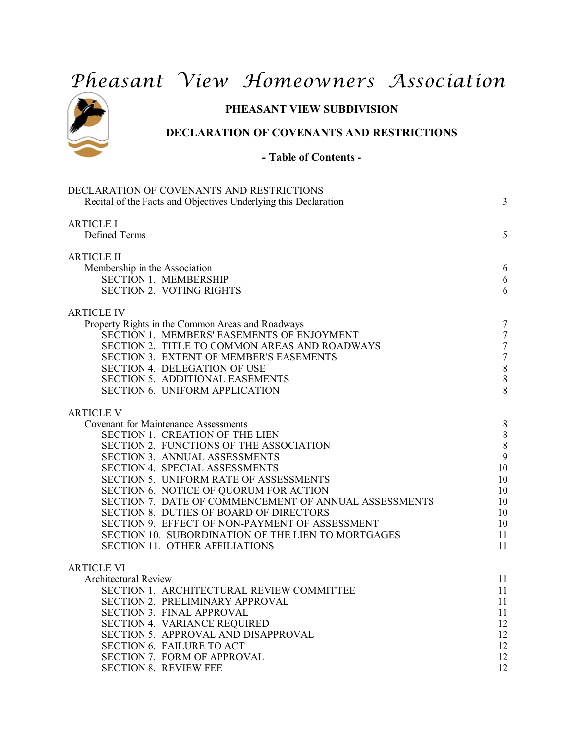# Pheasant View Homeowners Association

## PHEASANT VIEW SUBDIVISION

## DECLARATION OF COVENANTS AND RESTRICTIONS

### - Table of Contents -

| | |
|---|---|
| DECLARATION OF COVENANTS AND RESTRICTIONS | |
| Recital of the Facts and Objectives Underlying this Declaration | 3 |
| ARTICLE I | |
| Defined Terms | 5 |
| ARTICLE II | |
| Membership in the Association | 6 |
| SECTION 1. MEMBERSHIP | 6 |
| SECTION 2. VOTING RIGHTS | 6 |
| ARTICLE IV | |
| Property Rights in the Common Areas and Roadways | 7 |
| SECTION 1. MEMBERS' EASEMENTS OF ENJOYMENT | 7 |
| SECTION 2. TITLE TO COMMON AREAS AND ROADWAYS | 7 |
| SECTION 3. EXTENT OF MEMBER'S EASEMENTS | 7 |
| SECTION 4. DELEGATION OF USE | 8 |
| SECTION 5. ADDITIONAL EASEMENTS | 8 |
| SECTION 6. UNIFORM APPLICATION | 8 |
| ARTICLE V | |
| Covenant for Maintenance Assessments | 8 |
| SECTION 1. CREATION OF THE LIEN | 8 |
| SECTION 2. FUNCTIONS OF THE ASSOCIATION | 8 |
| SECTION 3. ANNUAL ASSESSMENTS | 9 |
| SECTION 4. SPECIAL ASSESSMENTS | 10 |
| SECTION 5. UNIFORM RATE OF ASSESSMENTS | 10 |
| SECTION 6. NOTICE OF QUORUM FOR ACTION | 10 |
| SECTION 7. DATE OF COMMENCEMENT OF ANNUAL ASSESSMENTS | 10 |
| SECTION 8. DUTIES OF BOARD OF DIRECTORS | 10 |
| SECTION 9. EFFECT OF NON-PAYMENT OF ASSESSMENT | 10 |
| SECTION 10. SUBORDINATION OF THE LIEN TO MORTGAGES | 11 |
| SECTION 11. OTHER AFFILIATIONS | 11 |
| ARTICLE VI | |
| Architectural Review | 11 |
| SECTION 1. ARCHITECTURAL REVIEW COMMITTEE | 11 |
| SECTION 2. PRELIMINARY APPROVAL | 11 |
| SECTION 3. FINAL APPROVAL | 11 |
| SECTION 4. VARIANCE REQUIRED | 12 |
| SECTION 5. APPROVAL AND DISAPPROVAL | 12 |
| SECTION 6. FAILURE TO ACT | 12 |
| SECTION 7. FORM OF APPROVAL | 12 |
| SECTION 8. REVIEW FEE | 12 |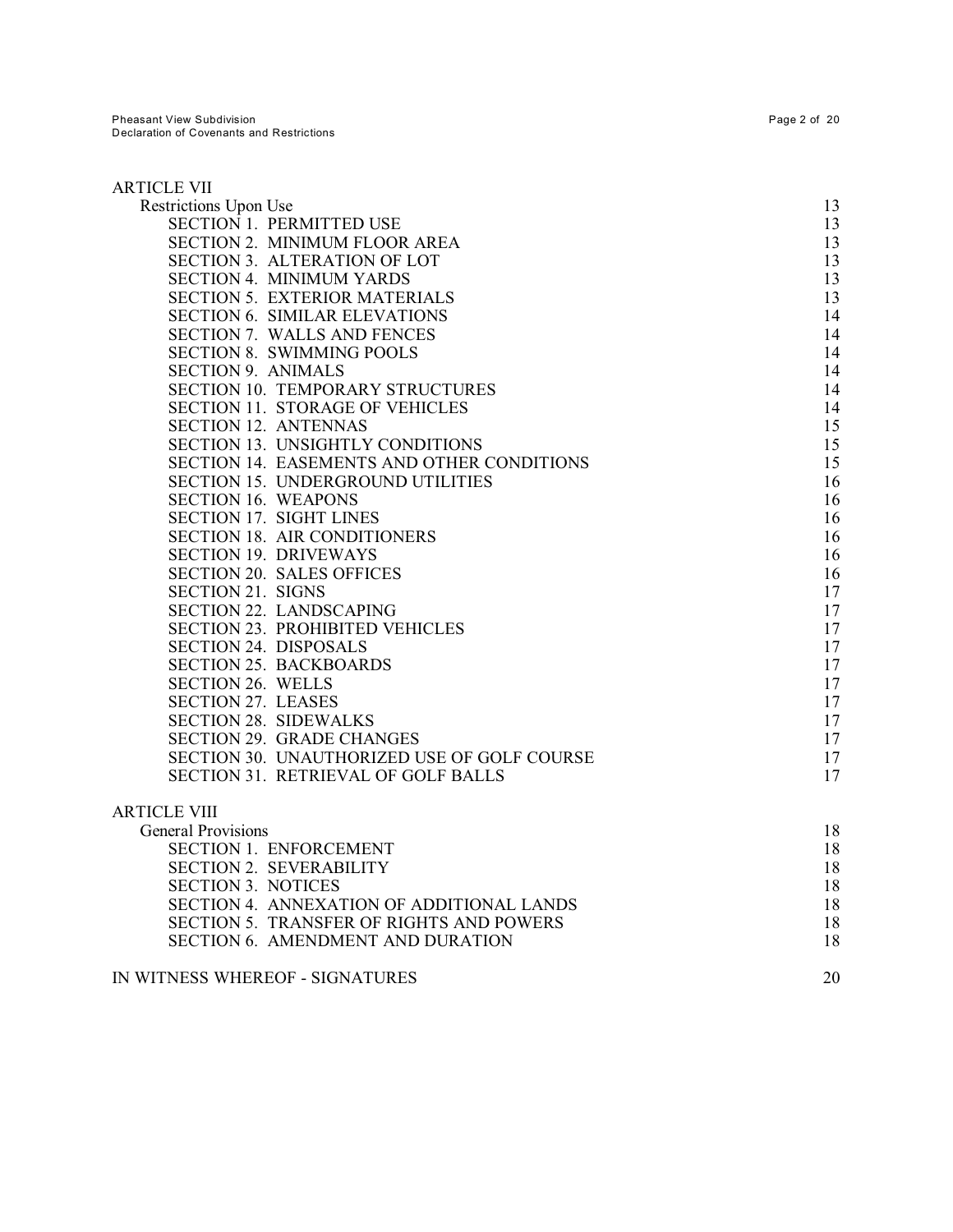ARTICLE VII

Restrictions Upon Use 13

SECTION 1. PERMITTED USE 13
SECTION 2. MINIMUM FLOOR AREA 13
SECTION 3. ALTERATION OF LOT 13
SECTION 4. MINIMUM YARDS 13
SECTION 5. EXTERIOR MATERIALS 13
SECTION 6. SIMILAR ELEVATIONS 14
SECTION 7. WALLS AND FENCES 14
SECTION 8. SWIMMING POOLS 14
SECTION 9. ANIMALS 14
SECTION 10. TEMPORARY STRUCTURES 14
SECTION 11. STORAGE OF VEHICLES 14
SECTION 12. ANTENNAS 15
SECTION 13. UNSIGHTLY CONDITIONS 15
SECTION 14. EASEMENTS AND OTHER CONDITIONS 15
SECTION 15. UNDERGROUND UTILITIES 16
SECTION 16. WEAPONS 16
SECTION 17. SIGHT LINES 16
SECTION 18. AIR CONDITIONERS 16
SECTION 19. DRIVEWAYS 16
SECTION 20. SALES OFFICES 16
SECTION 21. SIGNS 17
SECTION 22. LANDSCAPING 17
SECTION 23. PROHIBITED VEHICLES 17
SECTION 24. DISPOSALS 17
SECTION 25. BACKBOARDS 17
SECTION 26. WELLS 17
SECTION 27. LEASES 17
SECTION 28. SIDEWALKS 17
SECTION 29. GRADE CHANGES 17
SECTION 30. UNAUTHORIZED USE OF GOLF COURSE 17
SECTION 31. RETRIEVAL OF GOLF BALLS 17

ARTICLE VIII

General Provisions 18

SECTION 1. ENFORCEMENT 18
SECTION 2. SEVERABILITY 18
SECTION 3. NOTICES 18
SECTION 4. ANNEXATION OF ADDITIONAL LANDS 18
SECTION 5. TRANSFER OF RIGHTS AND POWERS 18
SECTION 6. AMENDMENT AND DURATION 18

IN WITNESS WHEREOF - SIGNATURES 20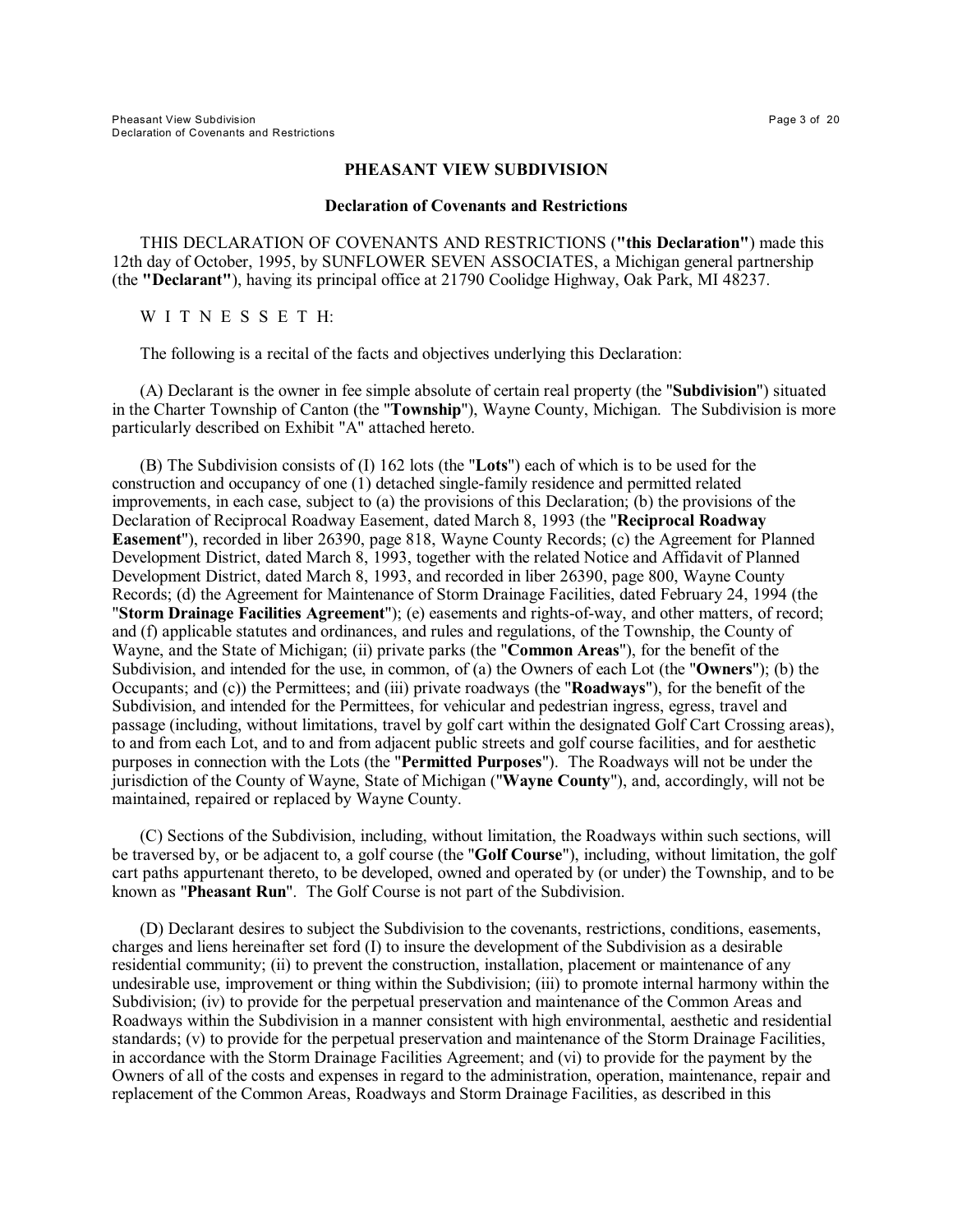**PHEASANT VIEW SUBDIVISION**

**Declaration of Covenants and Restrictions**

THIS DECLARATION OF COVENANTS AND RESTRICTIONS (**"this Declaration"**) made this 12th day of October, 1995, by SUNFLOWER SEVEN ASSOCIATES, a Michigan general partnership (the **"Declarant"**), having its principal office at 21790 Coolidge Highway, Oak Park, MI 48237.

W I T N E S S E T H:

The following is a recital of the facts and objectives underlying this Declaration:

(A) Declarant is the owner in fee simple absolute of certain real property (the "**Subdivision**") situated in the Charter Township of Canton (the "**Township**"), Wayne County, Michigan. The Subdivision is more particularly described on Exhibit "A" attached hereto.

(B) The Subdivision consists of (I) 162 lots (the "**Lots**") each of which is to be used for the construction and occupancy of one (1) detached single-family residence and permitted related improvements, in each case, subject to (a) the provisions of this Declaration; (b) the provisions of the Declaration of Reciprocal Roadway Easement, dated March 8, 1993 (the "**Reciprocal Roadway Easement**"), recorded in liber 26390, page 818, Wayne County Records; (c) the Agreement for Planned Development District, dated March 8, 1993, together with the related Notice and Affidavit of Planned Development District, dated March 8, 1993, and recorded in liber 26390, page 800, Wayne County Records; (d) the Agreement for Maintenance of Storm Drainage Facilities, dated February 24, 1994 (the "**Storm Drainage Facilities Agreement**"); (e) easements and rights-of-way, and other matters, of record; and (f) applicable statutes and ordinances, and rules and regulations, of the Township, the County of Wayne, and the State of Michigan; (ii) private parks (the "**Common Areas**"), for the benefit of the Subdivision, and intended for the use, in common, of (a) the Owners of each Lot (the "**Owners**"); (b) the Occupants; and (c)) the Permittees; and (iii) private roadways (the "**Roadways**"), for the benefit of the Subdivision, and intended for the Permittees, for vehicular and pedestrian ingress, egress, travel and passage (including, without limitations, travel by golf cart within the designated Golf Cart Crossing areas), to and from each Lot, and to and from adjacent public streets and golf course facilities, and for aesthetic purposes in connection with the Lots (the "**Permitted Purposes**"). The Roadways will not be under the jurisdiction of the County of Wayne, State of Michigan ("**Wayne County**"), and, accordingly, will not be maintained, repaired or replaced by Wayne County.

(C) Sections of the Subdivision, including, without limitation, the Roadways within such sections, will be traversed by, or be adjacent to, a golf course (the "**Golf Course**"), including, without limitation, the golf cart paths appurtenant thereto, to be developed, owned and operated by (or under) the Township, and to be known as "**Pheasant Run**". The Golf Course is not part of the Subdivision.

(D) Declarant desires to subject the Subdivision to the covenants, restrictions, conditions, easements, charges and liens hereinafter set ford (I) to insure the development of the Subdivision as a desirable residential community; (ii) to prevent the construction, installation, placement or maintenance of any undesirable use, improvement or thing within the Subdivision; (iii) to promote internal harmony within the Subdivision; (iv) to provide for the perpetual preservation and maintenance of the Common Areas and Roadways within the Subdivision in a manner consistent with high environmental, aesthetic and residential standards; (v) to provide for the perpetual preservation and maintenance of the Storm Drainage Facilities, in accordance with the Storm Drainage Facilities Agreement; and (vi) to provide for the payment by the Owners of all of the costs and expenses in regard to the administration, operation, maintenance, repair and replacement of the Common Areas, Roadways and Storm Drainage Facilities, as described in this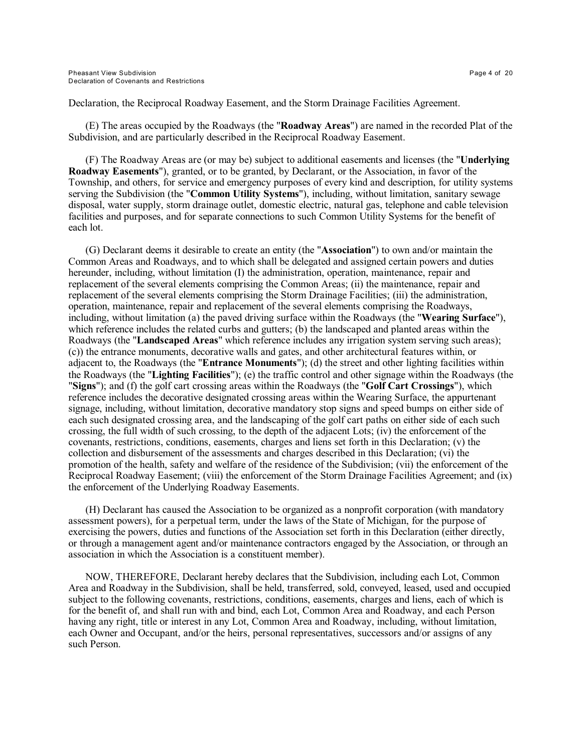Declaration, the Reciprocal Roadway Easement, and the Storm Drainage Facilities Agreement.

(E) The areas occupied by the Roadways (the "**Roadway Areas**") are named in the recorded Plat of the Subdivision, and are particularly described in the Reciprocal Roadway Easement.

(F) The Roadway Areas are (or may be) subject to additional easements and licenses (the "**Underlying Roadway Easements**"), granted, or to be granted, by Declarant, or the Association, in favor of the Township, and others, for service and emergency purposes of every kind and description, for utility systems serving the Subdivision (the "**Common Utility Systems**"), including, without limitation, sanitary sewage disposal, water supply, storm drainage outlet, domestic electric, natural gas, telephone and cable television facilities and purposes, and for separate connections to such Common Utility Systems for the benefit of each lot.

(G) Declarant deems it desirable to create an entity (the "**Association**") to own and/or maintain the Common Areas and Roadways, and to which shall be delegated and assigned certain powers and duties hereunder, including, without limitation (I) the administration, operation, maintenance, repair and replacement of the several elements comprising the Common Areas; (ii) the maintenance, repair and replacement of the several elements comprising the Storm Drainage Facilities; (iii) the administration, operation, maintenance, repair and replacement of the several elements comprising the Roadways, including, without limitation (a) the paved driving surface within the Roadways (the "**Wearing Surface**"), which reference includes the related curbs and gutters; (b) the landscaped and planted areas within the Roadways (the "**Landscaped Areas**" which reference includes any irrigation system serving such areas); (c)) the entrance monuments, decorative walls and gates, and other architectural features within, or adjacent to, the Roadways (the "**Entrance Monuments**"); (d) the street and other lighting facilities within the Roadways (the "**Lighting Facilities**"); (e) the traffic control and other signage within the Roadways (the "**Signs**"); and (f) the golf cart crossing areas within the Roadways (the "**Golf Cart Crossings**"), which reference includes the decorative designated crossing areas within the Wearing Surface, the appurtenant signage, including, without limitation, decorative mandatory stop signs and speed bumps on either side of each such designated crossing area, and the landscaping of the golf cart paths on either side of each such crossing, the full width of such crossing, to the depth of the adjacent Lots; (iv) the enforcement of the covenants, restrictions, conditions, easements, charges and liens set forth in this Declaration; (v) the collection and disbursement of the assessments and charges described in this Declaration; (vi) the promotion of the health, safety and welfare of the residence of the Subdivision; (vii) the enforcement of the Reciprocal Roadway Easement; (viii) the enforcement of the Storm Drainage Facilities Agreement; and (ix) the enforcement of the Underlying Roadway Easements.

(H) Declarant has caused the Association to be organized as a nonprofit corporation (with mandatory assessment powers), for a perpetual term, under the laws of the State of Michigan, for the purpose of exercising the powers, duties and functions of the Association set forth in this Declaration (either directly, or through a management agent and/or maintenance contractors engaged by the Association, or through an association in which the Association is a constituent member).

NOW, THEREFORE, Declarant hereby declares that the Subdivision, including each Lot, Common Area and Roadway in the Subdivision, shall be held, transferred, sold, conveyed, leased, used and occupied subject to the following covenants, restrictions, conditions, easements, charges and liens, each of which is for the benefit of, and shall run with and bind, each Lot, Common Area and Roadway, and each Person having any right, title or interest in any Lot, Common Area and Roadway, including, without limitation, each Owner and Occupant, and/or the heirs, personal representatives, successors and/or assigns of any such Person.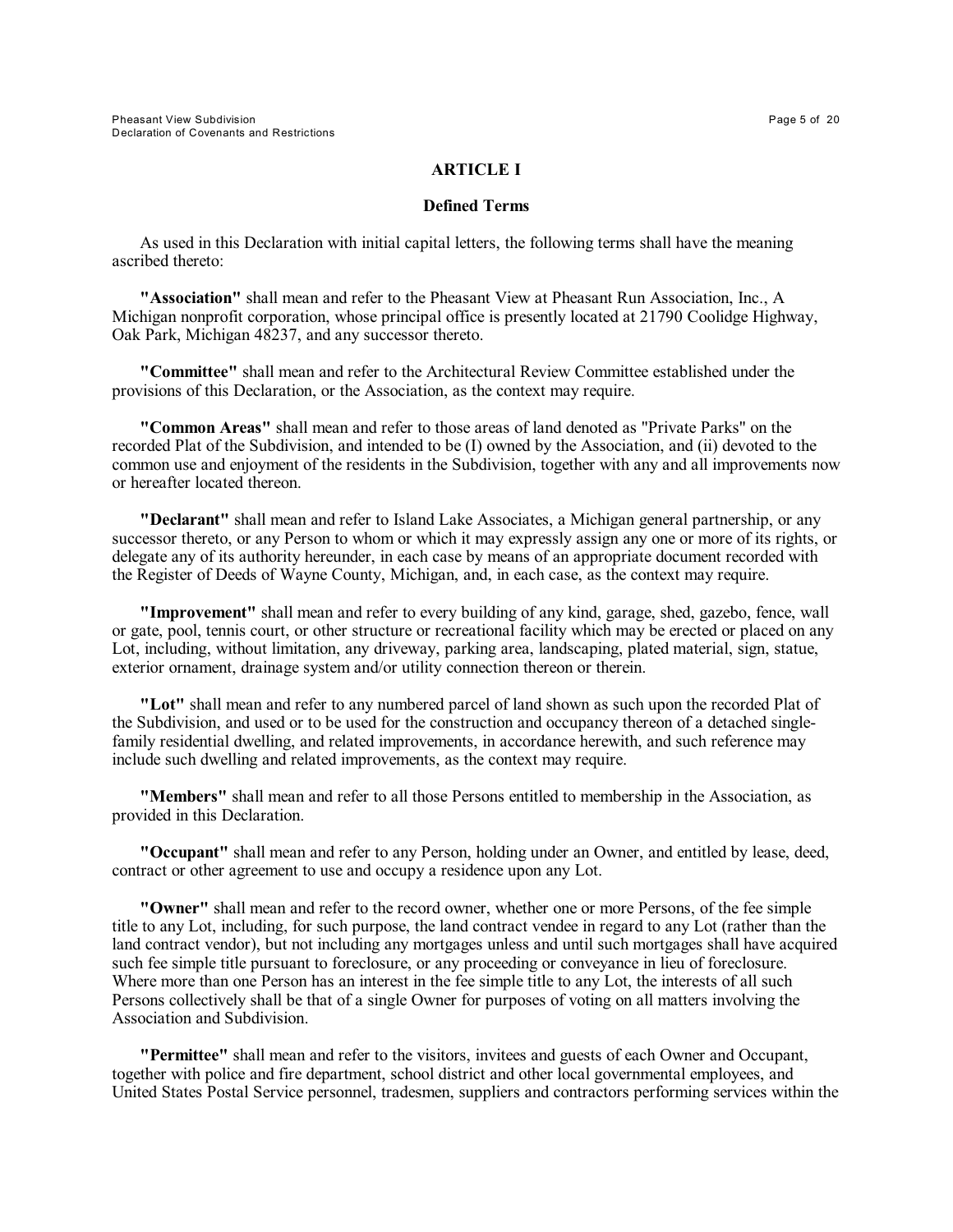## ARTICLE I

### Defined Terms

As used in this Declaration with initial capital letters, the following terms shall have the meaning ascribed thereto:

**"Association"** shall mean and refer to the Pheasant View at Pheasant Run Association, Inc., A Michigan nonprofit corporation, whose principal office is presently located at 21790 Coolidge Highway, Oak Park, Michigan 48237, and any successor thereto.

**"Committee"** shall mean and refer to the Architectural Review Committee established under the provisions of this Declaration, or the Association, as the context may require.

**"Common Areas"** shall mean and refer to those areas of land denoted as "Private Parks" on the recorded Plat of the Subdivision, and intended to be (I) owned by the Association, and (ii) devoted to the common use and enjoyment of the residents in the Subdivision, together with any and all improvements now or hereafter located thereon.

**"Declarant"** shall mean and refer to Island Lake Associates, a Michigan general partnership, or any successor thereto, or any Person to whom or which it may expressly assign any one or more of its rights, or delegate any of its authority hereunder, in each case by means of an appropriate document recorded with the Register of Deeds of Wayne County, Michigan, and, in each case, as the context may require.

**"Improvement"** shall mean and refer to every building of any kind, garage, shed, gazebo, fence, wall or gate, pool, tennis court, or other structure or recreational facility which may be erected or placed on any Lot, including, without limitation, any driveway, parking area, landscaping, plated material, sign, statue, exterior ornament, drainage system and/or utility connection thereon or therein.

**"Lot"** shall mean and refer to any numbered parcel of land shown as such upon the recorded Plat of the Subdivision, and used or to be used for the construction and occupancy thereon of a detached single-family residential dwelling, and related improvements, in accordance herewith, and such reference may include such dwelling and related improvements, as the context may require.

**"Members"** shall mean and refer to all those Persons entitled to membership in the Association, as provided in this Declaration.

**"Occupant"** shall mean and refer to any Person, holding under an Owner, and entitled by lease, deed, contract or other agreement to use and occupy a residence upon any Lot.

**"Owner"** shall mean and refer to the record owner, whether one or more Persons, of the fee simple title to any Lot, including, for such purpose, the land contract vendee in regard to any Lot (rather than the land contract vendor), but not including any mortgages unless and until such mortgages shall have acquired such fee simple title pursuant to foreclosure, or any proceeding or conveyance in lieu of foreclosure. Where more than one Person has an interest in the fee simple title to any Lot, the interests of all such Persons collectively shall be that of a single Owner for purposes of voting on all matters involving the Association and Subdivision.

**"Permittee"** shall mean and refer to the visitors, invitees and guests of each Owner and Occupant, together with police and fire department, school district and other local governmental employees, and United States Postal Service personnel, tradesmen, suppliers and contractors performing services within the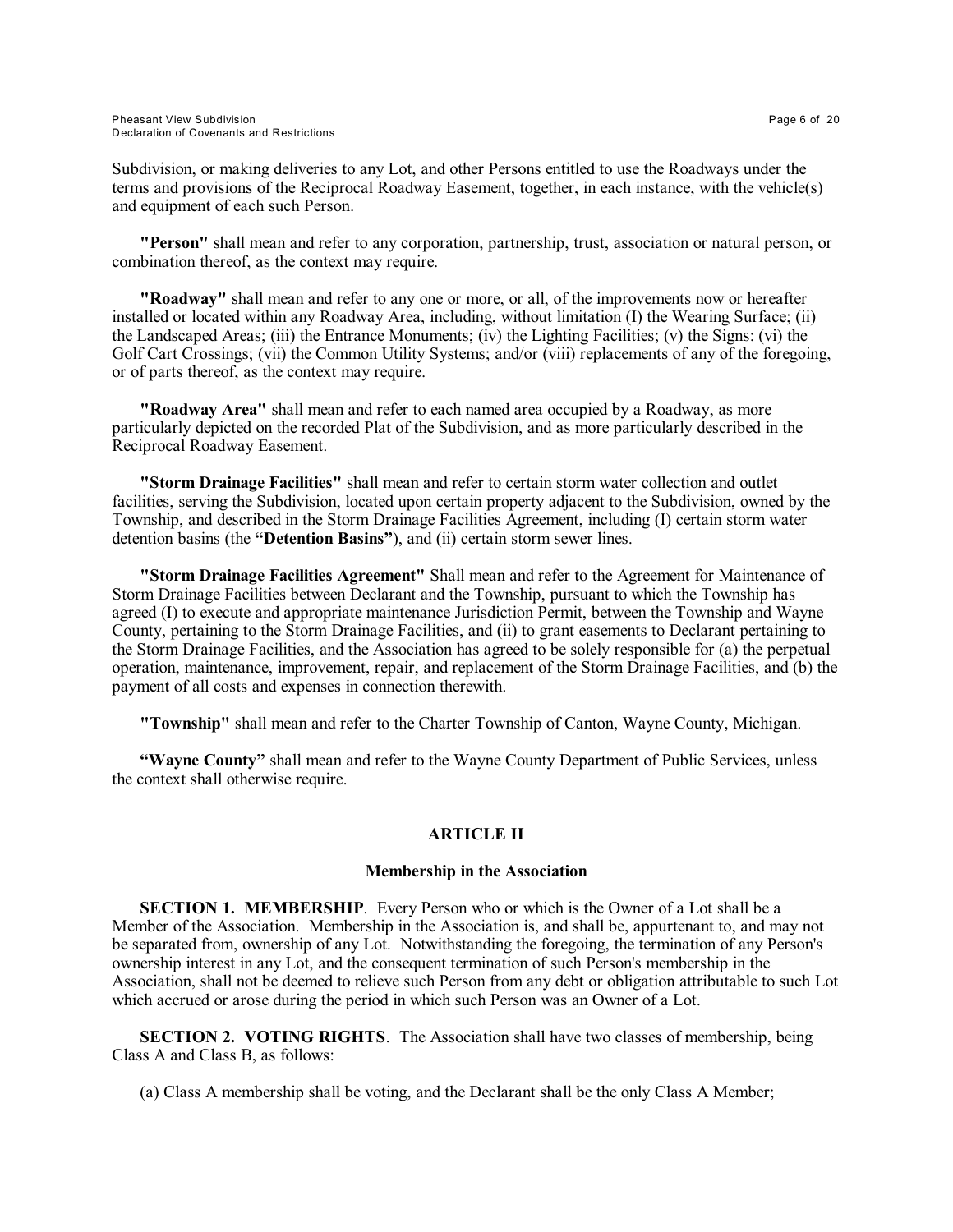Subdivision, or making deliveries to any Lot, and other Persons entitled to use the Roadways under the terms and provisions of the Reciprocal Roadway Easement, together, in each instance, with the vehicle(s) and equipment of each such Person.

**"Person"** shall mean and refer to any corporation, partnership, trust, association or natural person, or combination thereof, as the context may require.

**"Roadway"** shall mean and refer to any one or more, or all, of the improvements now or hereafter installed or located within any Roadway Area, including, without limitation (I) the Wearing Surface; (ii) the Landscaped Areas; (iii) the Entrance Monuments; (iv) the Lighting Facilities; (v) the Signs: (vi) the Golf Cart Crossings; (vii) the Common Utility Systems; and/or (viii) replacements of any of the foregoing, or of parts thereof, as the context may require.

**"Roadway Area"** shall mean and refer to each named area occupied by a Roadway, as more particularly depicted on the recorded Plat of the Subdivision, and as more particularly described in the Reciprocal Roadway Easement.

**"Storm Drainage Facilities"** shall mean and refer to certain storm water collection and outlet facilities, serving the Subdivision, located upon certain property adjacent to the Subdivision, owned by the Township, and described in the Storm Drainage Facilities Agreement, including (I) certain storm water detention basins (the **"Detention Basins"**), and (ii) certain storm sewer lines.

**"Storm Drainage Facilities Agreement"** Shall mean and refer to the Agreement for Maintenance of Storm Drainage Facilities between Declarant and the Township, pursuant to which the Township has agreed (I) to execute and appropriate maintenance Jurisdiction Permit, between the Township and Wayne County, pertaining to the Storm Drainage Facilities, and (ii) to grant easements to Declarant pertaining to the Storm Drainage Facilities, and the Association has agreed to be solely responsible for (a) the perpetual operation, maintenance, improvement, repair, and replacement of the Storm Drainage Facilities, and (b) the payment of all costs and expenses in connection therewith.

**"Township"** shall mean and refer to the Charter Township of Canton, Wayne County, Michigan.

**"Wayne County"** shall mean and refer to the Wayne County Department of Public Services, unless the context shall otherwise require.

## ARTICLE II

### Membership in the Association

**SECTION 1. MEMBERSHIP**. Every Person who or which is the Owner of a Lot shall be a Member of the Association. Membership in the Association is, and shall be, appurtenant to, and may not be separated from, ownership of any Lot. Notwithstanding the foregoing, the termination of any Person's ownership interest in any Lot, and the consequent termination of such Person's membership in the Association, shall not be deemed to relieve such Person from any debt or obligation attributable to such Lot which accrued or arose during the period in which such Person was an Owner of a Lot.

**SECTION 2. VOTING RIGHTS**. The Association shall have two classes of membership, being Class A and Class B, as follows:

(a) Class A membership shall be voting, and the Declarant shall be the only Class A Member;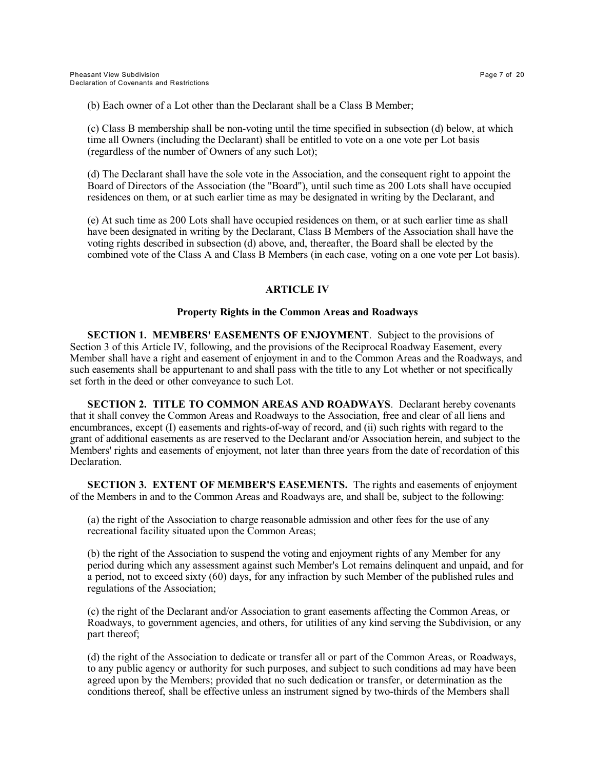(b) Each owner of a Lot other than the Declarant shall be a Class B Member;

(c) Class B membership shall be non-voting until the time specified in subsection (d) below, at which time all Owners (including the Declarant) shall be entitled to vote on a one vote per Lot basis (regardless of the number of Owners of any such Lot);

(d) The Declarant shall have the sole vote in the Association, and the consequent right to appoint the Board of Directors of the Association (the "Board"), until such time as 200 Lots shall have occupied residences on them, or at such earlier time as may be designated in writing by the Declarant, and

(e) At such time as 200 Lots shall have occupied residences on them, or at such earlier time as shall have been designated in writing by the Declarant, Class B Members of the Association shall have the voting rights described in subsection (d) above, and, thereafter, the Board shall be elected by the combined vote of the Class A and Class B Members (in each case, voting on a one vote per Lot basis).

## ARTICLE IV

### Property Rights in the Common Areas and Roadways

**SECTION 1. MEMBERS' EASEMENTS OF ENJOYMENT**. Subject to the provisions of Section 3 of this Article IV, following, and the provisions of the Reciprocal Roadway Easement, every Member shall have a right and easement of enjoyment in and to the Common Areas and the Roadways, and such easements shall be appurtenant to and shall pass with the title to any Lot whether or not specifically set forth in the deed or other conveyance to such Lot.

**SECTION 2. TITLE TO COMMON AREAS AND ROADWAYS**. Declarant hereby covenants that it shall convey the Common Areas and Roadways to the Association, free and clear of all liens and encumbrances, except (I) easements and rights-of-way of record, and (ii) such rights with regard to the grant of additional easements as are reserved to the Declarant and/or Association herein, and subject to the Members' rights and easements of enjoyment, not later than three years from the date of recordation of this Declaration.

**SECTION 3. EXTENT OF MEMBER'S EASEMENTS.** The rights and easements of enjoyment of the Members in and to the Common Areas and Roadways are, and shall be, subject to the following:

(a) the right of the Association to charge reasonable admission and other fees for the use of any recreational facility situated upon the Common Areas;

(b) the right of the Association to suspend the voting and enjoyment rights of any Member for any period during which any assessment against such Member's Lot remains delinquent and unpaid, and for a period, not to exceed sixty (60) days, for any infraction by such Member of the published rules and regulations of the Association;

(c) the right of the Declarant and/or Association to grant easements affecting the Common Areas, or Roadways, to government agencies, and others, for utilities of any kind serving the Subdivision, or any part thereof;

(d) the right of the Association to dedicate or transfer all or part of the Common Areas, or Roadways, to any public agency or authority for such purposes, and subject to such conditions ad may have been agreed upon by the Members; provided that no such dedication or transfer, or determination as the conditions thereof, shall be effective unless an instrument signed by two-thirds of the Members shall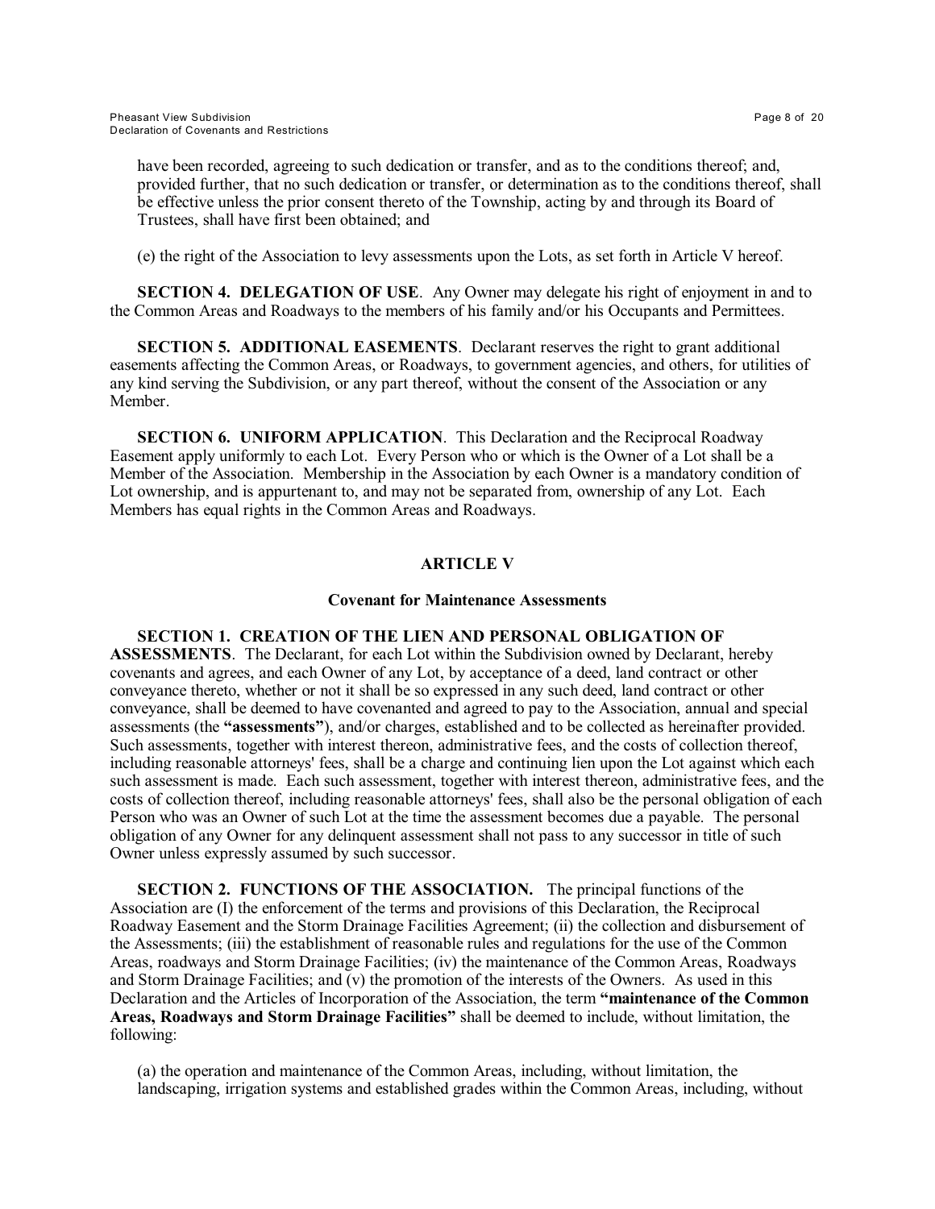have been recorded, agreeing to such dedication or transfer, and as to the conditions thereof; and, provided further, that no such dedication or transfer, or determination as to the conditions thereof, shall be effective unless the prior consent thereto of the Township, acting by and through its Board of Trustees, shall have first been obtained; and

(e) the right of the Association to levy assessments upon the Lots, as set forth in Article V hereof.

**SECTION 4. DELEGATION OF USE**. Any Owner may delegate his right of enjoyment in and to the Common Areas and Roadways to the members of his family and/or his Occupants and Permittees.

**SECTION 5. ADDITIONAL EASEMENTS**. Declarant reserves the right to grant additional easements affecting the Common Areas, or Roadways, to government agencies, and others, for utilities of any kind serving the Subdivision, or any part thereof, without the consent of the Association or any Member.

**SECTION 6. UNIFORM APPLICATION**. This Declaration and the Reciprocal Roadway Easement apply uniformly to each Lot. Every Person who or which is the Owner of a Lot shall be a Member of the Association. Membership in the Association by each Owner is a mandatory condition of Lot ownership, and is appurtenant to, and may not be separated from, ownership of any Lot. Each Members has equal rights in the Common Areas and Roadways.

## ARTICLE V

### Covenant for Maintenance Assessments

**SECTION 1. CREATION OF THE LIEN AND PERSONAL OBLIGATION OF ASSESSMENTS**. The Declarant, for each Lot within the Subdivision owned by Declarant, hereby covenants and agrees, and each Owner of any Lot, by acceptance of a deed, land contract or other conveyance thereto, whether or not it shall be so expressed in any such deed, land contract or other conveyance, shall be deemed to have covenanted and agreed to pay to the Association, annual and special assessments (the **"assessments"**), and/or charges, established and to be collected as hereinafter provided. Such assessments, together with interest thereon, administrative fees, and the costs of collection thereof, including reasonable attorneys' fees, shall be a charge and continuing lien upon the Lot against which each such assessment is made. Each such assessment, together with interest thereon, administrative fees, and the costs of collection thereof, including reasonable attorneys' fees, shall also be the personal obligation of each Person who was an Owner of such Lot at the time the assessment becomes due a payable. The personal obligation of any Owner for any delinquent assessment shall not pass to any successor in title of such Owner unless expressly assumed by such successor.

**SECTION 2. FUNCTIONS OF THE ASSOCIATION.** The principal functions of the Association are (I) the enforcement of the terms and provisions of this Declaration, the Reciprocal Roadway Easement and the Storm Drainage Facilities Agreement; (ii) the collection and disbursement of the Assessments; (iii) the establishment of reasonable rules and regulations for the use of the Common Areas, roadways and Storm Drainage Facilities; (iv) the maintenance of the Common Areas, Roadways and Storm Drainage Facilities; and (v) the promotion of the interests of the Owners. As used in this Declaration and the Articles of Incorporation of the Association, the term **"maintenance of the Common Areas, Roadways and Storm Drainage Facilities"** shall be deemed to include, without limitation, the following:

(a) the operation and maintenance of the Common Areas, including, without limitation, the landscaping, irrigation systems and established grades within the Common Areas, including, without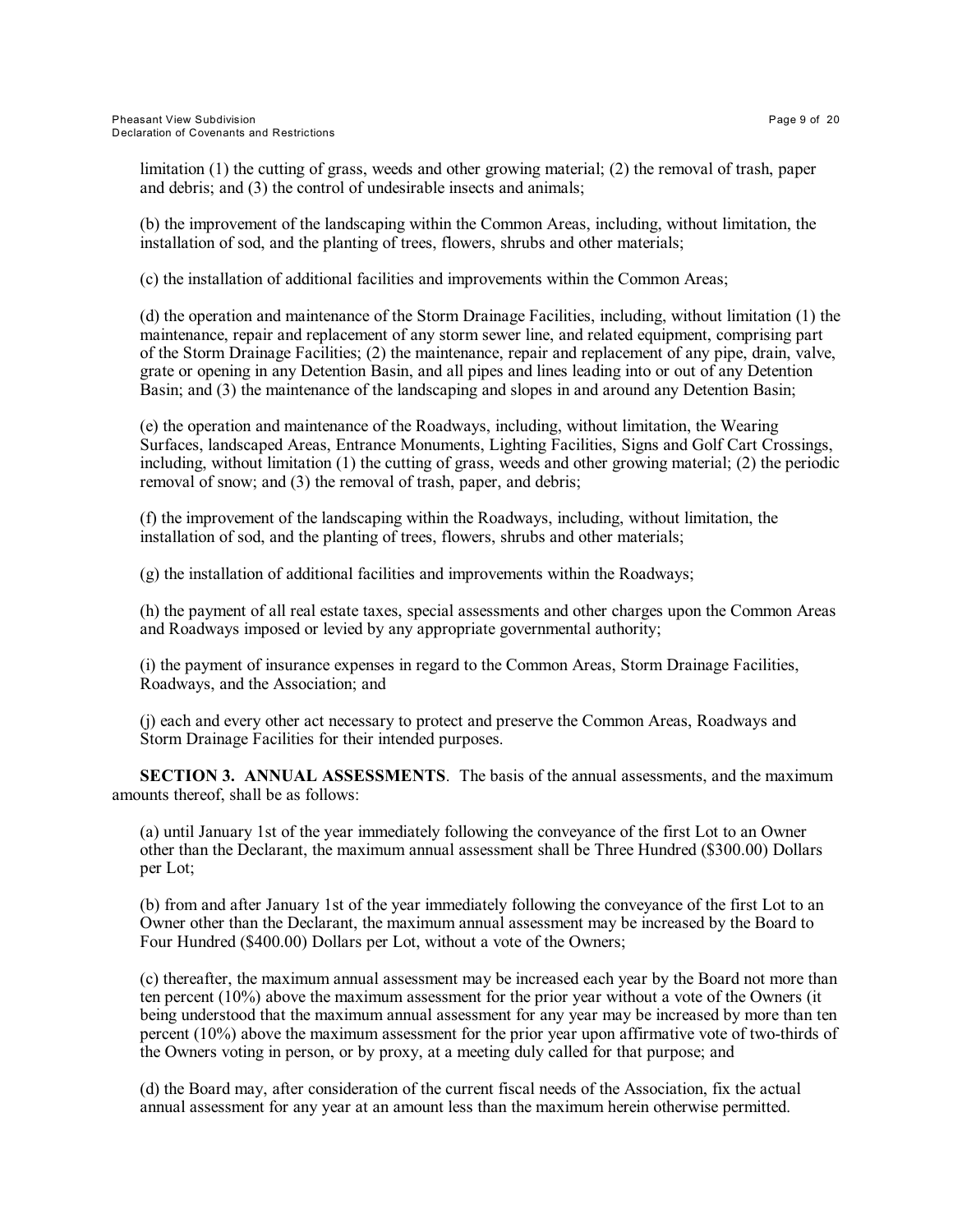limitation (1) the cutting of grass, weeds and other growing material; (2) the removal of trash, paper and debris; and (3) the control of undesirable insects and animals;

(b) the improvement of the landscaping within the Common Areas, including, without limitation, the installation of sod, and the planting of trees, flowers, shrubs and other materials;

(c) the installation of additional facilities and improvements within the Common Areas;

(d) the operation and maintenance of the Storm Drainage Facilities, including, without limitation (1) the maintenance, repair and replacement of any storm sewer line, and related equipment, comprising part of the Storm Drainage Facilities; (2) the maintenance, repair and replacement of any pipe, drain, valve, grate or opening in any Detention Basin, and all pipes and lines leading into or out of any Detention Basin; and (3) the maintenance of the landscaping and slopes in and around any Detention Basin;

(e) the operation and maintenance of the Roadways, including, without limitation, the Wearing Surfaces, landscaped Areas, Entrance Monuments, Lighting Facilities, Signs and Golf Cart Crossings, including, without limitation (1) the cutting of grass, weeds and other growing material; (2) the periodic removal of snow; and (3) the removal of trash, paper, and debris;

(f) the improvement of the landscaping within the Roadways, including, without limitation, the installation of sod, and the planting of trees, flowers, shrubs and other materials;

(g) the installation of additional facilities and improvements within the Roadways;

(h) the payment of all real estate taxes, special assessments and other charges upon the Common Areas and Roadways imposed or levied by any appropriate governmental authority;

(i) the payment of insurance expenses in regard to the Common Areas, Storm Drainage Facilities, Roadways, and the Association; and

(j) each and every other act necessary to protect and preserve the Common Areas, Roadways and Storm Drainage Facilities for their intended purposes.

**SECTION 3. ANNUAL ASSESSMENTS**. The basis of the annual assessments, and the maximum amounts thereof, shall be as follows:

(a) until January 1st of the year immediately following the conveyance of the first Lot to an Owner other than the Declarant, the maximum annual assessment shall be Three Hundred ($300.00) Dollars per Lot;

(b) from and after January 1st of the year immediately following the conveyance of the first Lot to an Owner other than the Declarant, the maximum annual assessment may be increased by the Board to Four Hundred ($400.00) Dollars per Lot, without a vote of the Owners;

(c) thereafter, the maximum annual assessment may be increased each year by the Board not more than ten percent (10%) above the maximum assessment for the prior year without a vote of the Owners (it being understood that the maximum annual assessment for any year may be increased by more than ten percent (10%) above the maximum assessment for the prior year upon affirmative vote of two-thirds of the Owners voting in person, or by proxy, at a meeting duly called for that purpose; and

(d) the Board may, after consideration of the current fiscal needs of the Association, fix the actual annual assessment for any year at an amount less than the maximum herein otherwise permitted.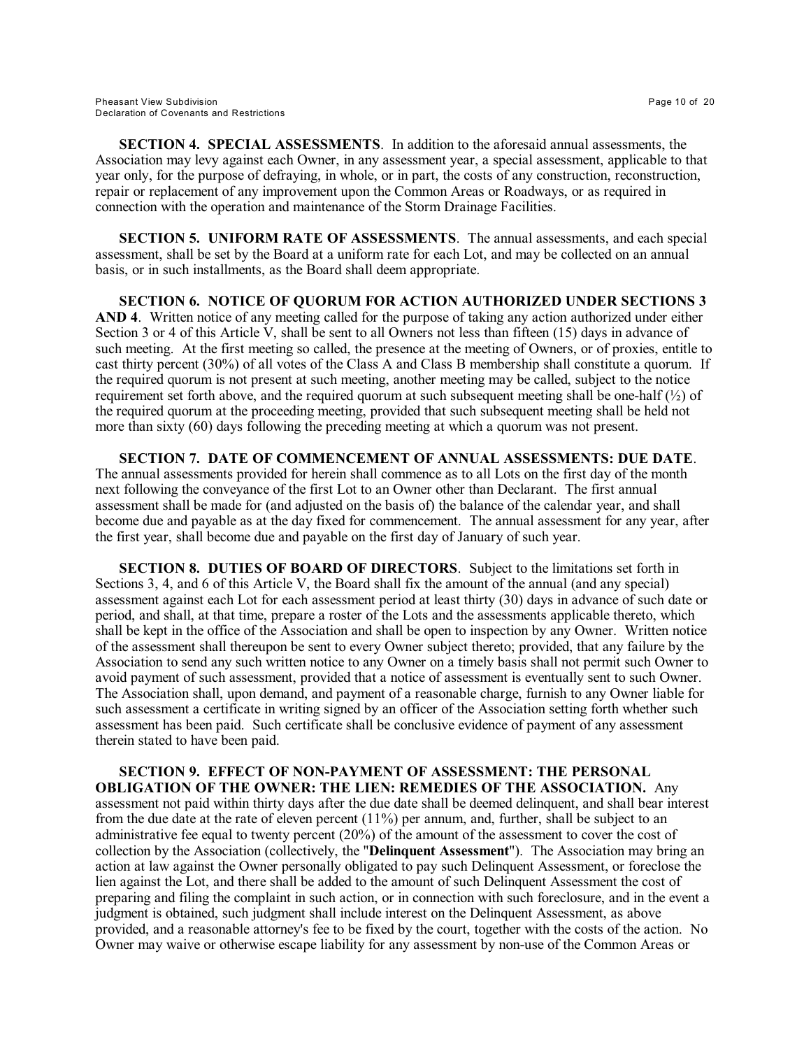**SECTION 4. SPECIAL ASSESSMENTS**. In addition to the aforesaid annual assessments, the Association may levy against each Owner, in any assessment year, a special assessment, applicable to that year only, for the purpose of defraying, in whole, or in part, the costs of any construction, reconstruction, repair or replacement of any improvement upon the Common Areas or Roadways, or as required in connection with the operation and maintenance of the Storm Drainage Facilities.

**SECTION 5. UNIFORM RATE OF ASSESSMENTS**. The annual assessments, and each special assessment, shall be set by the Board at a uniform rate for each Lot, and may be collected on an annual basis, or in such installments, as the Board shall deem appropriate.

**SECTION 6. NOTICE OF QUORUM FOR ACTION AUTHORIZED UNDER SECTIONS 3 AND 4**. Written notice of any meeting called for the purpose of taking any action authorized under either Section 3 or 4 of this Article V, shall be sent to all Owners not less than fifteen (15) days in advance of such meeting. At the first meeting so called, the presence at the meeting of Owners, or of proxies, entitle to cast thirty percent (30%) of all votes of the Class A and Class B membership shall constitute a quorum. If the required quorum is not present at such meeting, another meeting may be called, subject to the notice requirement set forth above, and the required quorum at such subsequent meeting shall be one-half (½) of the required quorum at the proceeding meeting, provided that such subsequent meeting shall be held not more than sixty (60) days following the preceding meeting at which a quorum was not present.

**SECTION 7. DATE OF COMMENCEMENT OF ANNUAL ASSESSMENTS: DUE DATE**. The annual assessments provided for herein shall commence as to all Lots on the first day of the month next following the conveyance of the first Lot to an Owner other than Declarant. The first annual assessment shall be made for (and adjusted on the basis of) the balance of the calendar year, and shall become due and payable as at the day fixed for commencement. The annual assessment for any year, after the first year, shall become due and payable on the first day of January of such year.

**SECTION 8. DUTIES OF BOARD OF DIRECTORS**. Subject to the limitations set forth in Sections 3, 4, and 6 of this Article V, the Board shall fix the amount of the annual (and any special) assessment against each Lot for each assessment period at least thirty (30) days in advance of such date or period, and shall, at that time, prepare a roster of the Lots and the assessments applicable thereto, which shall be kept in the office of the Association and shall be open to inspection by any Owner. Written notice of the assessment shall thereupon be sent to every Owner subject thereto; provided, that any failure by the Association to send any such written notice to any Owner on a timely basis shall not permit such Owner to avoid payment of such assessment, provided that a notice of assessment is eventually sent to such Owner. The Association shall, upon demand, and payment of a reasonable charge, furnish to any Owner liable for such assessment a certificate in writing signed by an officer of the Association setting forth whether such assessment has been paid. Such certificate shall be conclusive evidence of payment of any assessment therein stated to have been paid.

**SECTION 9. EFFECT OF NON-PAYMENT OF ASSESSMENT: THE PERSONAL OBLIGATION OF THE OWNER: THE LIEN: REMEDIES OF THE ASSOCIATION.** Any assessment not paid within thirty days after the due date shall be deemed delinquent, and shall bear interest from the due date at the rate of eleven percent (11%) per annum, and, further, shall be subject to an administrative fee equal to twenty percent (20%) of the amount of the assessment to cover the cost of collection by the Association (collectively, the "**Delinquent Assessment**"). The Association may bring an action at law against the Owner personally obligated to pay such Delinquent Assessment, or foreclose the lien against the Lot, and there shall be added to the amount of such Delinquent Assessment the cost of preparing and filing the complaint in such action, or in connection with such foreclosure, and in the event a judgment is obtained, such judgment shall include interest on the Delinquent Assessment, as above provided, and a reasonable attorney's fee to be fixed by the court, together with the costs of the action. No Owner may waive or otherwise escape liability for any assessment by non-use of the Common Areas or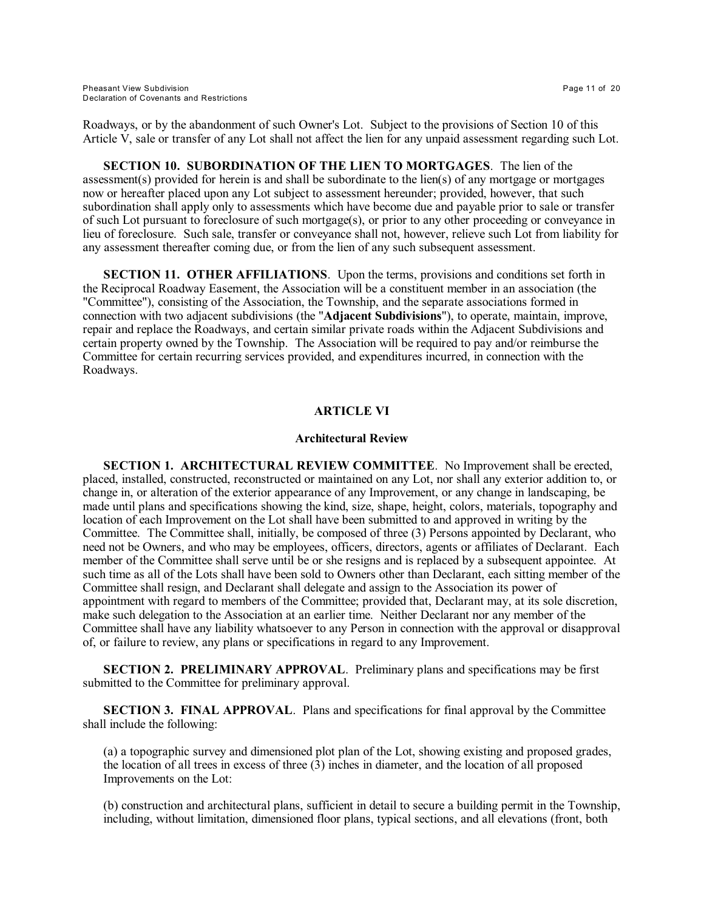Roadways, or by the abandonment of such Owner's Lot. Subject to the provisions of Section 10 of this Article V, sale or transfer of any Lot shall not affect the lien for any unpaid assessment regarding such Lot.

**SECTION 10. SUBORDINATION OF THE LIEN TO MORTGAGES**. The lien of the assessment(s) provided for herein is and shall be subordinate to the lien(s) of any mortgage or mortgages now or hereafter placed upon any Lot subject to assessment hereunder; provided, however, that such subordination shall apply only to assessments which have become due and payable prior to sale or transfer of such Lot pursuant to foreclosure of such mortgage(s), or prior to any other proceeding or conveyance in lieu of foreclosure. Such sale, transfer or conveyance shall not, however, relieve such Lot from liability for any assessment thereafter coming due, or from the lien of any such subsequent assessment.

**SECTION 11. OTHER AFFILIATIONS**. Upon the terms, provisions and conditions set forth in the Reciprocal Roadway Easement, the Association will be a constituent member in an association (the "Committee"), consisting of the Association, the Township, and the separate associations formed in connection with two adjacent subdivisions (the "**Adjacent Subdivisions**"), to operate, maintain, improve, repair and replace the Roadways, and certain similar private roads within the Adjacent Subdivisions and certain property owned by the Township. The Association will be required to pay and/or reimburse the Committee for certain recurring services provided, and expenditures incurred, in connection with the Roadways.

## ARTICLE VI

### Architectural Review

**SECTION 1. ARCHITECTURAL REVIEW COMMITTEE**. No Improvement shall be erected, placed, installed, constructed, reconstructed or maintained on any Lot, nor shall any exterior addition to, or change in, or alteration of the exterior appearance of any Improvement, or any change in landscaping, be made until plans and specifications showing the kind, size, shape, height, colors, materials, topography and location of each Improvement on the Lot shall have been submitted to and approved in writing by the Committee. The Committee shall, initially, be composed of three (3) Persons appointed by Declarant, who need not be Owners, and who may be employees, officers, directors, agents or affiliates of Declarant. Each member of the Committee shall serve until be or she resigns and is replaced by a subsequent appointee. At such time as all of the Lots shall have been sold to Owners other than Declarant, each sitting member of the Committee shall resign, and Declarant shall delegate and assign to the Association its power of appointment with regard to members of the Committee; provided that, Declarant may, at its sole discretion, make such delegation to the Association at an earlier time. Neither Declarant nor any member of the Committee shall have any liability whatsoever to any Person in connection with the approval or disapproval of, or failure to review, any plans or specifications in regard to any Improvement.

**SECTION 2. PRELIMINARY APPROVAL**. Preliminary plans and specifications may be first submitted to the Committee for preliminary approval.

**SECTION 3. FINAL APPROVAL**. Plans and specifications for final approval by the Committee shall include the following:

(a) a topographic survey and dimensioned plot plan of the Lot, showing existing and proposed grades, the location of all trees in excess of three (3) inches in diameter, and the location of all proposed Improvements on the Lot:

(b) construction and architectural plans, sufficient in detail to secure a building permit in the Township, including, without limitation, dimensioned floor plans, typical sections, and all elevations (front, both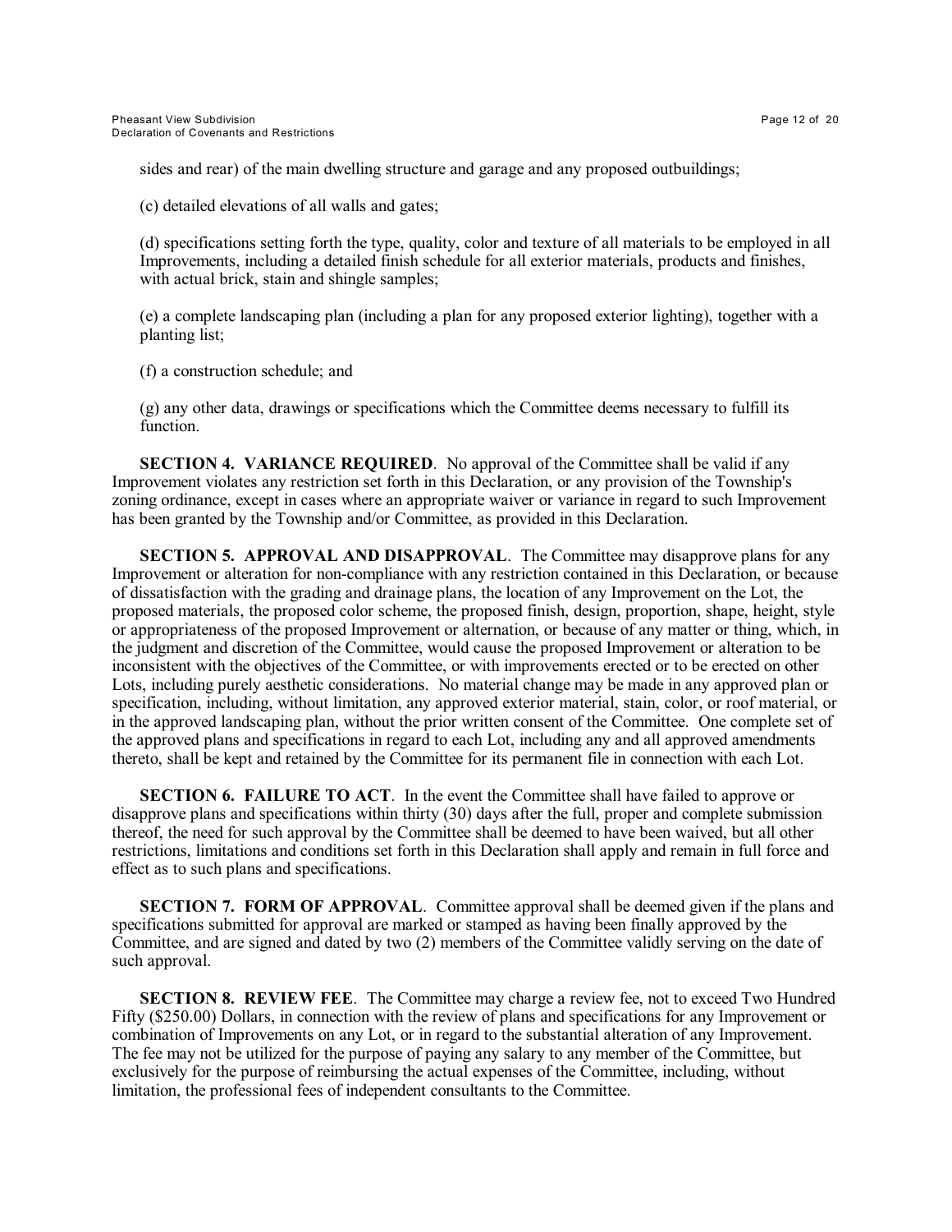sides and rear) of the main dwelling structure and garage and any proposed outbuildings;

(c) detailed elevations of all walls and gates;

(d) specifications setting forth the type, quality, color and texture of all materials to be employed in all Improvements, including a detailed finish schedule for all exterior materials, products and finishes, with actual brick, stain and shingle samples;

(e) a complete landscaping plan (including a plan for any proposed exterior lighting), together with a planting list;

(f) a construction schedule; and

(g) any other data, drawings or specifications which the Committee deems necessary to fulfill its function.

**SECTION 4. VARIANCE REQUIRED**. No approval of the Committee shall be valid if any Improvement violates any restriction set forth in this Declaration, or any provision of the Township's zoning ordinance, except in cases where an appropriate waiver or variance in regard to such Improvement has been granted by the Township and/or Committee, as provided in this Declaration.

**SECTION 5. APPROVAL AND DISAPPROVAL**. The Committee may disapprove plans for any Improvement or alteration for non-compliance with any restriction contained in this Declaration, or because of dissatisfaction with the grading and drainage plans, the location of any Improvement on the Lot, the proposed materials, the proposed color scheme, the proposed finish, design, proportion, shape, height, style or appropriateness of the proposed Improvement or alternation, or because of any matter or thing, which, in the judgment and discretion of the Committee, would cause the proposed Improvement or alteration to be inconsistent with the objectives of the Committee, or with improvements erected or to be erected on other Lots, including purely aesthetic considerations. No material change may be made in any approved plan or specification, including, without limitation, any approved exterior material, stain, color, or roof material, or in the approved landscaping plan, without the prior written consent of the Committee. One complete set of the approved plans and specifications in regard to each Lot, including any and all approved amendments thereto, shall be kept and retained by the Committee for its permanent file in connection with each Lot.

**SECTION 6. FAILURE TO ACT**. In the event the Committee shall have failed to approve or disapprove plans and specifications within thirty (30) days after the full, proper and complete submission thereof, the need for such approval by the Committee shall be deemed to have been waived, but all other restrictions, limitations and conditions set forth in this Declaration shall apply and remain in full force and effect as to such plans and specifications.

**SECTION 7. FORM OF APPROVAL**. Committee approval shall be deemed given if the plans and specifications submitted for approval are marked or stamped as having been finally approved by the Committee, and are signed and dated by two (2) members of the Committee validly serving on the date of such approval.

**SECTION 8. REVIEW FEE**. The Committee may charge a review fee, not to exceed Two Hundred Fifty ($250.00) Dollars, in connection with the review of plans and specifications for any Improvement or combination of Improvements on any Lot, or in regard to the substantial alteration of any Improvement. The fee may not be utilized for the purpose of paying any salary to any member of the Committee, but exclusively for the purpose of reimbursing the actual expenses of the Committee, including, without limitation, the professional fees of independent consultants to the Committee.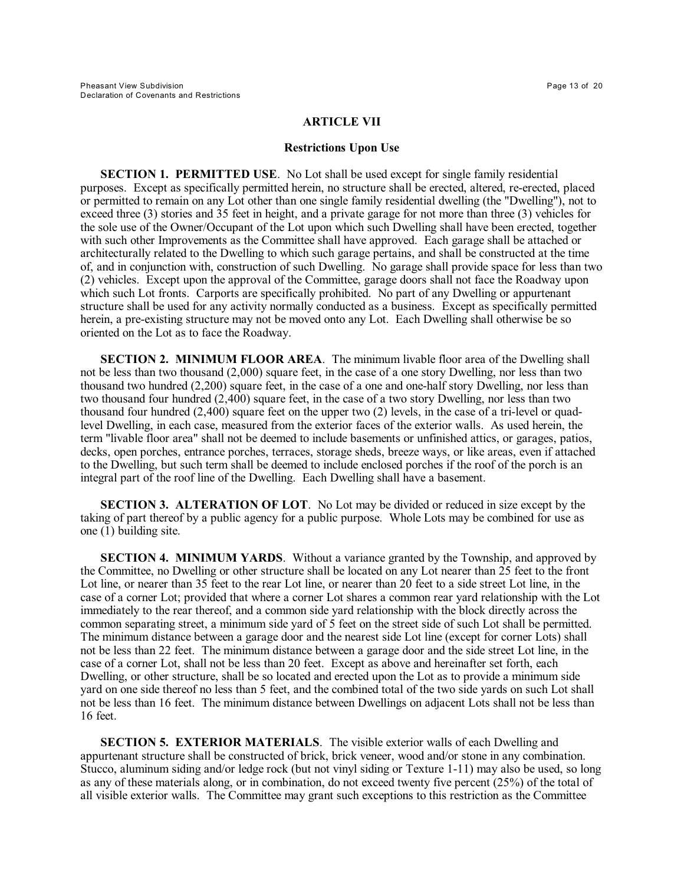## ARTICLE VII

### Restrictions Upon Use

**SECTION 1. PERMITTED USE**. No Lot shall be used except for single family residential purposes. Except as specifically permitted herein, no structure shall be erected, altered, re-erected, placed or permitted to remain on any Lot other than one single family residential dwelling (the "Dwelling"), not to exceed three (3) stories and 35 feet in height, and a private garage for not more than three (3) vehicles for the sole use of the Owner/Occupant of the Lot upon which such Dwelling shall have been erected, together with such other Improvements as the Committee shall have approved. Each garage shall be attached or architecturally related to the Dwelling to which such garage pertains, and shall be constructed at the time of, and in conjunction with, construction of such Dwelling. No garage shall provide space for less than two (2) vehicles. Except upon the approval of the Committee, garage doors shall not face the Roadway upon which such Lot fronts. Carports are specifically prohibited. No part of any Dwelling or appurtenant structure shall be used for any activity normally conducted as a business. Except as specifically permitted herein, a pre-existing structure may not be moved onto any Lot. Each Dwelling shall otherwise be so oriented on the Lot as to face the Roadway.

**SECTION 2. MINIMUM FLOOR AREA**. The minimum livable floor area of the Dwelling shall not be less than two thousand (2,000) square feet, in the case of a one story Dwelling, nor less than two thousand two hundred (2,200) square feet, in the case of a one and one-half story Dwelling, nor less than two thousand four hundred (2,400) square feet, in the case of a two story Dwelling, nor less than two thousand four hundred (2,400) square feet on the upper two (2) levels, in the case of a tri-level or quad-level Dwelling, in each case, measured from the exterior faces of the exterior walls. As used herein, the term "livable floor area" shall not be deemed to include basements or unfinished attics, or garages, patios, decks, open porches, entrance porches, terraces, storage sheds, breeze ways, or like areas, even if attached to the Dwelling, but such term shall be deemed to include enclosed porches if the roof of the porch is an integral part of the roof line of the Dwelling. Each Dwelling shall have a basement.

**SECTION 3. ALTERATION OF LOT**. No Lot may be divided or reduced in size except by the taking of part thereof by a public agency for a public purpose. Whole Lots may be combined for use as one (1) building site.

**SECTION 4. MINIMUM YARDS**. Without a variance granted by the Township, and approved by the Committee, no Dwelling or other structure shall be located on any Lot nearer than 25 feet to the front Lot line, or nearer than 35 feet to the rear Lot line, or nearer than 20 feet to a side street Lot line, in the case of a corner Lot; provided that where a corner Lot shares a common rear yard relationship with the Lot immediately to the rear thereof, and a common side yard relationship with the block directly across the common separating street, a minimum side yard of 5 feet on the street side of such Lot shall be permitted. The minimum distance between a garage door and the nearest side Lot line (except for corner Lots) shall not be less than 22 feet. The minimum distance between a garage door and the side street Lot line, in the case of a corner Lot, shall not be less than 20 feet. Except as above and hereinafter set forth, each Dwelling, or other structure, shall be so located and erected upon the Lot as to provide a minimum side yard on one side thereof no less than 5 feet, and the combined total of the two side yards on such Lot shall not be less than 16 feet. The minimum distance between Dwellings on adjacent Lots shall not be less than 16 feet.

**SECTION 5. EXTERIOR MATERIALS**. The visible exterior walls of each Dwelling and appurtenant structure shall be constructed of brick, brick veneer, wood and/or stone in any combination. Stucco, aluminum siding and/or ledge rock (but not vinyl siding or Texture 1-11) may also be used, so long as any of these materials along, or in combination, do not exceed twenty five percent (25%) of the total of all visible exterior walls. The Committee may grant such exceptions to this restriction as the Committee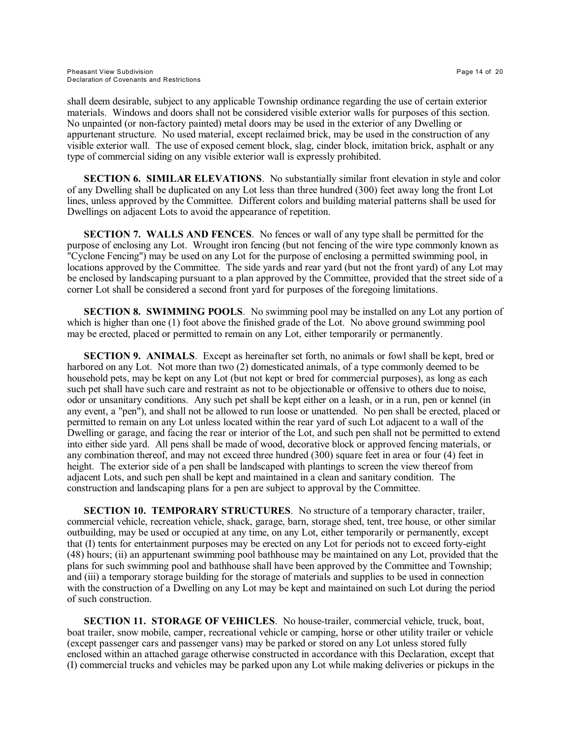shall deem desirable, subject to any applicable Township ordinance regarding the use of certain exterior materials. Windows and doors shall not be considered visible exterior walls for purposes of this section. No unpainted (or non-factory painted) metal doors may be used in the exterior of any Dwelling or appurtenant structure. No used material, except reclaimed brick, may be used in the construction of any visible exterior wall. The use of exposed cement block, slag, cinder block, imitation brick, asphalt or any type of commercial siding on any visible exterior wall is expressly prohibited.

**SECTION 6. SIMILAR ELEVATIONS**. No substantially similar front elevation in style and color of any Dwelling shall be duplicated on any Lot less than three hundred (300) feet away long the front Lot lines, unless approved by the Committee. Different colors and building material patterns shall be used for Dwellings on adjacent Lots to avoid the appearance of repetition.

**SECTION 7. WALLS AND FENCES**. No fences or wall of any type shall be permitted for the purpose of enclosing any Lot. Wrought iron fencing (but not fencing of the wire type commonly known as "Cyclone Fencing") may be used on any Lot for the purpose of enclosing a permitted swimming pool, in locations approved by the Committee. The side yards and rear yard (but not the front yard) of any Lot may be enclosed by landscaping pursuant to a plan approved by the Committee, provided that the street side of a corner Lot shall be considered a second front yard for purposes of the foregoing limitations.

**SECTION 8. SWIMMING POOLS**. No swimming pool may be installed on any Lot any portion of which is higher than one (1) foot above the finished grade of the Lot. No above ground swimming pool may be erected, placed or permitted to remain on any Lot, either temporarily or permanently.

**SECTION 9. ANIMALS**. Except as hereinafter set forth, no animals or fowl shall be kept, bred or harbored on any Lot. Not more than two (2) domesticated animals, of a type commonly deemed to be household pets, may be kept on any Lot (but not kept or bred for commercial purposes), as long as each such pet shall have such care and restraint as not to be objectionable or offensive to others due to noise, odor or unsanitary conditions. Any such pet shall be kept either on a leash, or in a run, pen or kennel (in any event, a "pen"), and shall not be allowed to run loose or unattended. No pen shall be erected, placed or permitted to remain on any Lot unless located within the rear yard of such Lot adjacent to a wall of the Dwelling or garage, and facing the rear or interior of the Lot, and such pen shall not be permitted to extend into either side yard. All pens shall be made of wood, decorative block or approved fencing materials, or any combination thereof, and may not exceed three hundred (300) square feet in area or four (4) feet in height. The exterior side of a pen shall be landscaped with plantings to screen the view thereof from adjacent Lots, and such pen shall be kept and maintained in a clean and sanitary condition. The construction and landscaping plans for a pen are subject to approval by the Committee.

**SECTION 10. TEMPORARY STRUCTURES**. No structure of a temporary character, trailer, commercial vehicle, recreation vehicle, shack, garage, barn, storage shed, tent, tree house, or other similar outbuilding, may be used or occupied at any time, on any Lot, either temporarily or permanently, except that (I) tents for entertainment purposes may be erected on any Lot for periods not to exceed forty-eight (48) hours; (ii) an appurtenant swimming pool bathhouse may be maintained on any Lot, provided that the plans for such swimming pool and bathhouse shall have been approved by the Committee and Township; and (iii) a temporary storage building for the storage of materials and supplies to be used in connection with the construction of a Dwelling on any Lot may be kept and maintained on such Lot during the period of such construction.

**SECTION 11. STORAGE OF VEHICLES**. No house-trailer, commercial vehicle, truck, boat, boat trailer, snow mobile, camper, recreational vehicle or camping, horse or other utility trailer or vehicle (except passenger cars and passenger vans) may be parked or stored on any Lot unless stored fully enclosed within an attached garage otherwise constructed in accordance with this Declaration, except that (I) commercial trucks and vehicles may be parked upon any Lot while making deliveries or pickups in the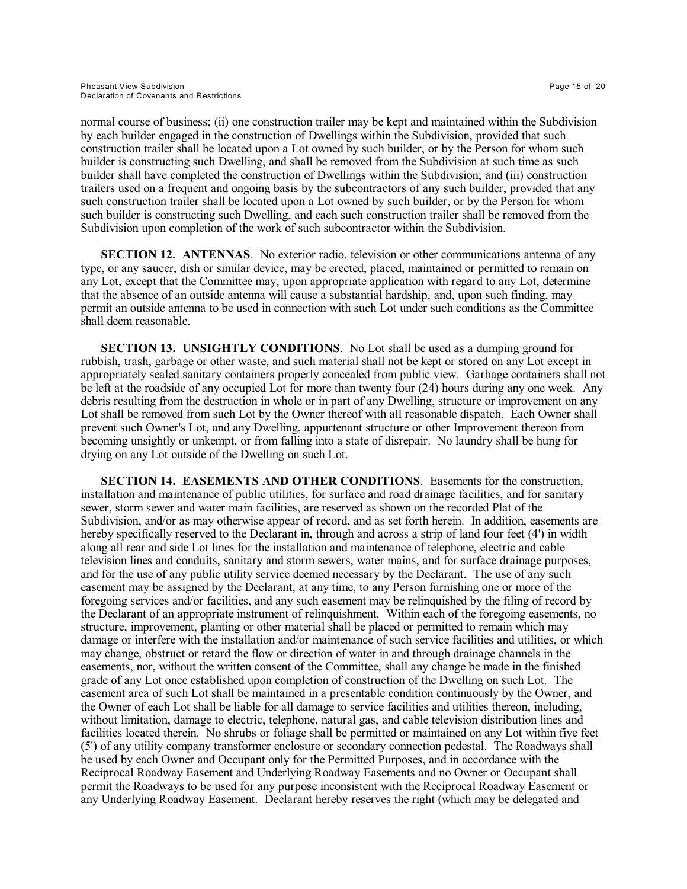normal course of business; (ii) one construction trailer may be kept and maintained within the Subdivision by each builder engaged in the construction of Dwellings within the Subdivision, provided that such construction trailer shall be located upon a Lot owned by such builder, or by the Person for whom such builder is constructing such Dwelling, and shall be removed from the Subdivision at such time as such builder shall have completed the construction of Dwellings within the Subdivision; and (iii) construction trailers used on a frequent and ongoing basis by the subcontractors of any such builder, provided that any such construction trailer shall be located upon a Lot owned by such builder, or by the Person for whom such builder is constructing such Dwelling, and each such construction trailer shall be removed from the Subdivision upon completion of the work of such subcontractor within the Subdivision.

**SECTION 12. ANTENNAS**. No exterior radio, television or other communications antenna of any type, or any saucer, dish or similar device, may be erected, placed, maintained or permitted to remain on any Lot, except that the Committee may, upon appropriate application with regard to any Lot, determine that the absence of an outside antenna will cause a substantial hardship, and, upon such finding, may permit an outside antenna to be used in connection with such Lot under such conditions as the Committee shall deem reasonable.

**SECTION 13. UNSIGHTLY CONDITIONS**. No Lot shall be used as a dumping ground for rubbish, trash, garbage or other waste, and such material shall not be kept or stored on any Lot except in appropriately sealed sanitary containers properly concealed from public view. Garbage containers shall not be left at the roadside of any occupied Lot for more than twenty four (24) hours during any one week. Any debris resulting from the destruction in whole or in part of any Dwelling, structure or improvement on any Lot shall be removed from such Lot by the Owner thereof with all reasonable dispatch. Each Owner shall prevent such Owner's Lot, and any Dwelling, appurtenant structure or other Improvement thereon from becoming unsightly or unkempt, or from falling into a state of disrepair. No laundry shall be hung for drying on any Lot outside of the Dwelling on such Lot.

**SECTION 14. EASEMENTS AND OTHER CONDITIONS**. Easements for the construction, installation and maintenance of public utilities, for surface and road drainage facilities, and for sanitary sewer, storm sewer and water main facilities, are reserved as shown on the recorded Plat of the Subdivision, and/or as may otherwise appear of record, and as set forth herein. In addition, easements are hereby specifically reserved to the Declarant in, through and across a strip of land four feet (4') in width along all rear and side Lot lines for the installation and maintenance of telephone, electric and cable television lines and conduits, sanitary and storm sewers, water mains, and for surface drainage purposes, and for the use of any public utility service deemed necessary by the Declarant. The use of any such easement may be assigned by the Declarant, at any time, to any Person furnishing one or more of the foregoing services and/or facilities, and any such easement may be relinquished by the filing of record by the Declarant of an appropriate instrument of relinquishment. Within each of the foregoing easements, no structure, improvement, planting or other material shall be placed or permitted to remain which may damage or interfere with the installation and/or maintenance of such service facilities and utilities, or which may change, obstruct or retard the flow or direction of water in and through drainage channels in the easements, nor, without the written consent of the Committee, shall any change be made in the finished grade of any Lot once established upon completion of construction of the Dwelling on such Lot. The easement area of such Lot shall be maintained in a presentable condition continuously by the Owner, and the Owner of each Lot shall be liable for all damage to service facilities and utilities thereon, including, without limitation, damage to electric, telephone, natural gas, and cable television distribution lines and facilities located therein. No shrubs or foliage shall be permitted or maintained on any Lot within five feet (5') of any utility company transformer enclosure or secondary connection pedestal. The Roadways shall be used by each Owner and Occupant only for the Permitted Purposes, and in accordance with the Reciprocal Roadway Easement and Underlying Roadway Easements and no Owner or Occupant shall permit the Roadways to be used for any purpose inconsistent with the Reciprocal Roadway Easement or any Underlying Roadway Easement. Declarant hereby reserves the right (which may be delegated and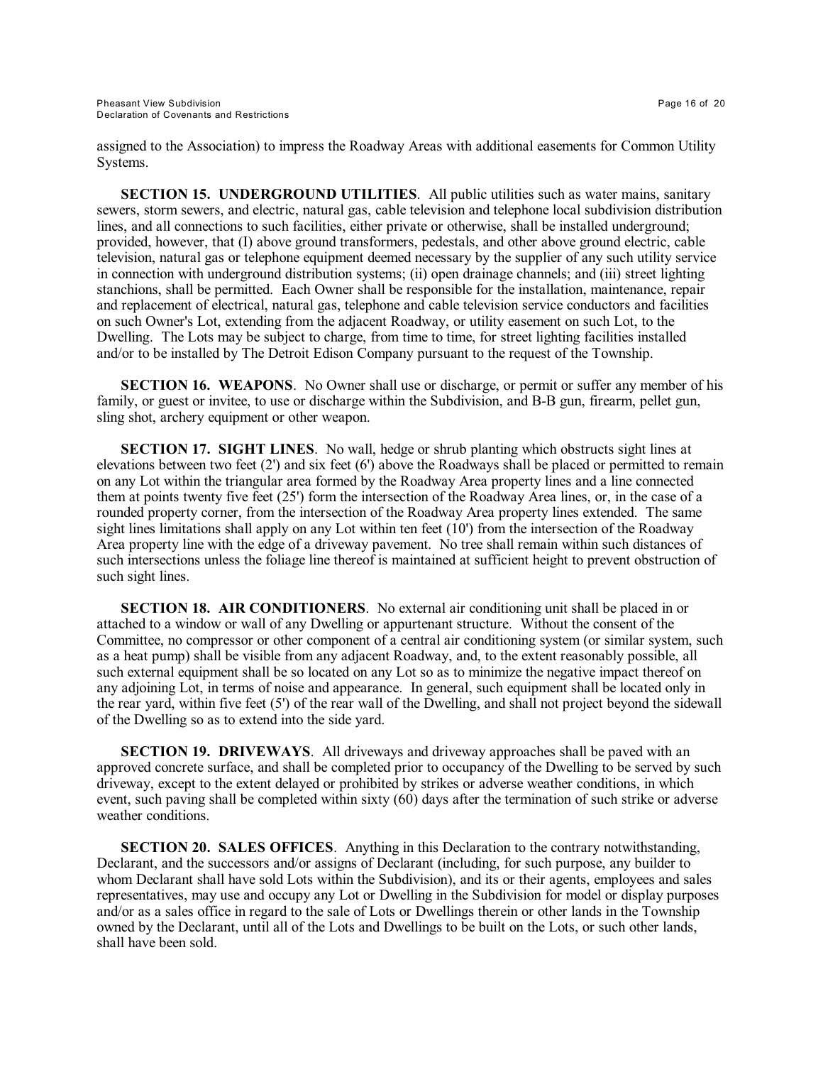assigned to the Association) to impress the Roadway Areas with additional easements for Common Utility Systems.

**SECTION 15. UNDERGROUND UTILITIES**. All public utilities such as water mains, sanitary sewers, storm sewers, and electric, natural gas, cable television and telephone local subdivision distribution lines, and all connections to such facilities, either private or otherwise, shall be installed underground; provided, however, that (I) above ground transformers, pedestals, and other above ground electric, cable television, natural gas or telephone equipment deemed necessary by the supplier of any such utility service in connection with underground distribution systems; (ii) open drainage channels; and (iii) street lighting stanchions, shall be permitted. Each Owner shall be responsible for the installation, maintenance, repair and replacement of electrical, natural gas, telephone and cable television service conductors and facilities on such Owner's Lot, extending from the adjacent Roadway, or utility easement on such Lot, to the Dwelling. The Lots may be subject to charge, from time to time, for street lighting facilities installed and/or to be installed by The Detroit Edison Company pursuant to the request of the Township.

**SECTION 16. WEAPONS**. No Owner shall use or discharge, or permit or suffer any member of his family, or guest or invitee, to use or discharge within the Subdivision, and B-B gun, firearm, pellet gun, sling shot, archery equipment or other weapon.

**SECTION 17. SIGHT LINES**. No wall, hedge or shrub planting which obstructs sight lines at elevations between two feet (2') and six feet (6') above the Roadways shall be placed or permitted to remain on any Lot within the triangular area formed by the Roadway Area property lines and a line connected them at points twenty five feet (25') form the intersection of the Roadway Area lines, or, in the case of a rounded property corner, from the intersection of the Roadway Area property lines extended. The same sight lines limitations shall apply on any Lot within ten feet (10') from the intersection of the Roadway Area property line with the edge of a driveway pavement. No tree shall remain within such distances of such intersections unless the foliage line thereof is maintained at sufficient height to prevent obstruction of such sight lines.

**SECTION 18. AIR CONDITIONERS**. No external air conditioning unit shall be placed in or attached to a window or wall of any Dwelling or appurtenant structure. Without the consent of the Committee, no compressor or other component of a central air conditioning system (or similar system, such as a heat pump) shall be visible from any adjacent Roadway, and, to the extent reasonably possible, all such external equipment shall be so located on any Lot so as to minimize the negative impact thereof on any adjoining Lot, in terms of noise and appearance. In general, such equipment shall be located only in the rear yard, within five feet (5') of the rear wall of the Dwelling, and shall not project beyond the sidewall of the Dwelling so as to extend into the side yard.

**SECTION 19. DRIVEWAYS**. All driveways and driveway approaches shall be paved with an approved concrete surface, and shall be completed prior to occupancy of the Dwelling to be served by such driveway, except to the extent delayed or prohibited by strikes or adverse weather conditions, in which event, such paving shall be completed within sixty (60) days after the termination of such strike or adverse weather conditions.

**SECTION 20. SALES OFFICES**. Anything in this Declaration to the contrary notwithstanding, Declarant, and the successors and/or assigns of Declarant (including, for such purpose, any builder to whom Declarant shall have sold Lots within the Subdivision), and its or their agents, employees and sales representatives, may use and occupy any Lot or Dwelling in the Subdivision for model or display purposes and/or as a sales office in regard to the sale of Lots or Dwellings therein or other lands in the Township owned by the Declarant, until all of the Lots and Dwellings to be built on the Lots, or such other lands, shall have been sold.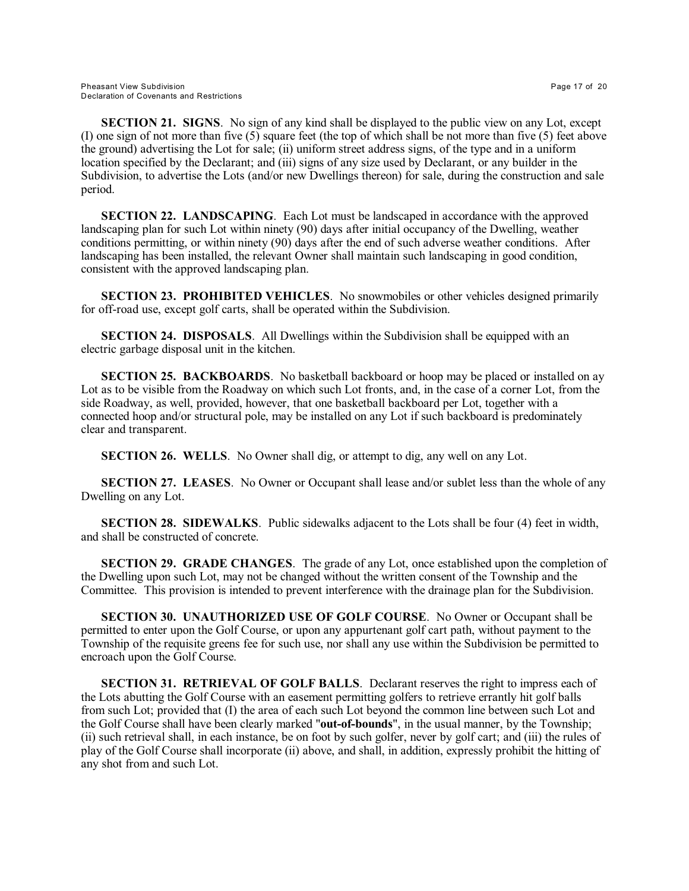**SECTION 21. SIGNS**. No sign of any kind shall be displayed to the public view on any Lot, except (I) one sign of not more than five (5) square feet (the top of which shall be not more than five (5) feet above the ground) advertising the Lot for sale; (ii) uniform street address signs, of the type and in a uniform location specified by the Declarant; and (iii) signs of any size used by Declarant, or any builder in the Subdivision, to advertise the Lots (and/or new Dwellings thereon) for sale, during the construction and sale period.

**SECTION 22. LANDSCAPING**. Each Lot must be landscaped in accordance with the approved landscaping plan for such Lot within ninety (90) days after initial occupancy of the Dwelling, weather conditions permitting, or within ninety (90) days after the end of such adverse weather conditions. After landscaping has been installed, the relevant Owner shall maintain such landscaping in good condition, consistent with the approved landscaping plan.

**SECTION 23. PROHIBITED VEHICLES**. No snowmobiles or other vehicles designed primarily for off-road use, except golf carts, shall be operated within the Subdivision.

**SECTION 24. DISPOSALS**. All Dwellings within the Subdivision shall be equipped with an electric garbage disposal unit in the kitchen.

**SECTION 25. BACKBOARDS**. No basketball backboard or hoop may be placed or installed on ay Lot as to be visible from the Roadway on which such Lot fronts, and, in the case of a corner Lot, from the side Roadway, as well, provided, however, that one basketball backboard per Lot, together with a connected hoop and/or structural pole, may be installed on any Lot if such backboard is predominately clear and transparent.

**SECTION 26. WELLS**. No Owner shall dig, or attempt to dig, any well on any Lot.

**SECTION 27. LEASES**. No Owner or Occupant shall lease and/or sublet less than the whole of any Dwelling on any Lot.

**SECTION 28. SIDEWALKS**. Public sidewalks adjacent to the Lots shall be four (4) feet in width, and shall be constructed of concrete.

**SECTION 29. GRADE CHANGES**. The grade of any Lot, once established upon the completion of the Dwelling upon such Lot, may not be changed without the written consent of the Township and the Committee. This provision is intended to prevent interference with the drainage plan for the Subdivision.

**SECTION 30. UNAUTHORIZED USE OF GOLF COURSE**. No Owner or Occupant shall be permitted to enter upon the Golf Course, or upon any appurtenant golf cart path, without payment to the Township of the requisite greens fee for such use, nor shall any use within the Subdivision be permitted to encroach upon the Golf Course.

**SECTION 31. RETRIEVAL OF GOLF BALLS**. Declarant reserves the right to impress each of the Lots abutting the Golf Course with an easement permitting golfers to retrieve errantly hit golf balls from such Lot; provided that (I) the area of each such Lot beyond the common line between such Lot and the Golf Course shall have been clearly marked "**out-of-bounds**", in the usual manner, by the Township; (ii) such retrieval shall, in each instance, be on foot by such golfer, never by golf cart; and (iii) the rules of play of the Golf Course shall incorporate (ii) above, and shall, in addition, expressly prohibit the hitting of any shot from and such Lot.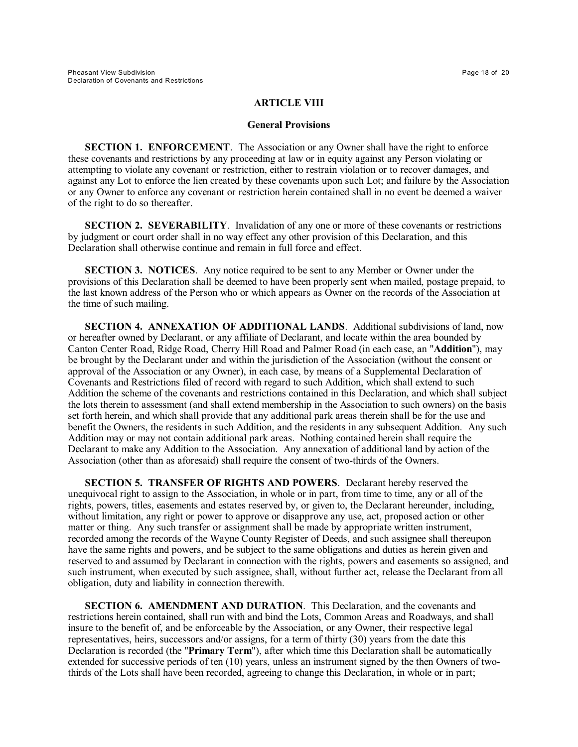## ARTICLE VIII

### General Provisions

**SECTION 1. ENFORCEMENT**. The Association or any Owner shall have the right to enforce these covenants and restrictions by any proceeding at law or in equity against any Person violating or attempting to violate any covenant or restriction, either to restrain violation or to recover damages, and against any Lot to enforce the lien created by these covenants upon such Lot; and failure by the Association or any Owner to enforce any covenant or restriction herein contained shall in no event be deemed a waiver of the right to do so thereafter.

**SECTION 2. SEVERABILITY**. Invalidation of any one or more of these covenants or restrictions by judgment or court order shall in no way effect any other provision of this Declaration, and this Declaration shall otherwise continue and remain in full force and effect.

**SECTION 3. NOTICES**. Any notice required to be sent to any Member or Owner under the provisions of this Declaration shall be deemed to have been properly sent when mailed, postage prepaid, to the last known address of the Person who or which appears as Owner on the records of the Association at the time of such mailing.

**SECTION 4. ANNEXATION OF ADDITIONAL LANDS**. Additional subdivisions of land, now or hereafter owned by Declarant, or any affiliate of Declarant, and locate within the area bounded by Canton Center Road, Ridge Road, Cherry Hill Road and Palmer Road (in each case, an "**Addition**"), may be brought by the Declarant under and within the jurisdiction of the Association (without the consent or approval of the Association or any Owner), in each case, by means of a Supplemental Declaration of Covenants and Restrictions filed of record with regard to such Addition, which shall extend to such Addition the scheme of the covenants and restrictions contained in this Declaration, and which shall subject the lots therein to assessment (and shall extend membership in the Association to such owners) on the basis set forth herein, and which shall provide that any additional park areas therein shall be for the use and benefit the Owners, the residents in such Addition, and the residents in any subsequent Addition. Any such Addition may or may not contain additional park areas. Nothing contained herein shall require the Declarant to make any Addition to the Association. Any annexation of additional land by action of the Association (other than as aforesaid) shall require the consent of two-thirds of the Owners.

**SECTION 5. TRANSFER OF RIGHTS AND POWERS**. Declarant hereby reserved the unequivocal right to assign to the Association, in whole or in part, from time to time, any or all of the rights, powers, titles, easements and estates reserved by, or given to, the Declarant hereunder, including, without limitation, any right or power to approve or disapprove any use, act, proposed action or other matter or thing. Any such transfer or assignment shall be made by appropriate written instrument, recorded among the records of the Wayne County Register of Deeds, and such assignee shall thereupon have the same rights and powers, and be subject to the same obligations and duties as herein given and reserved to and assumed by Declarant in connection with the rights, powers and easements so assigned, and such instrument, when executed by such assignee, shall, without further act, release the Declarant from all obligation, duty and liability in connection therewith.

**SECTION 6. AMENDMENT AND DURATION**. This Declaration, and the covenants and restrictions herein contained, shall run with and bind the Lots, Common Areas and Roadways, and shall insure to the benefit of, and be enforceable by the Association, or any Owner, their respective legal representatives, heirs, successors and/or assigns, for a term of thirty (30) years from the date this Declaration is recorded (the "**Primary Term**"), after which time this Declaration shall be automatically extended for successive periods of ten (10) years, unless an instrument signed by the then Owners of two-thirds of the Lots shall have been recorded, agreeing to change this Declaration, in whole or in part;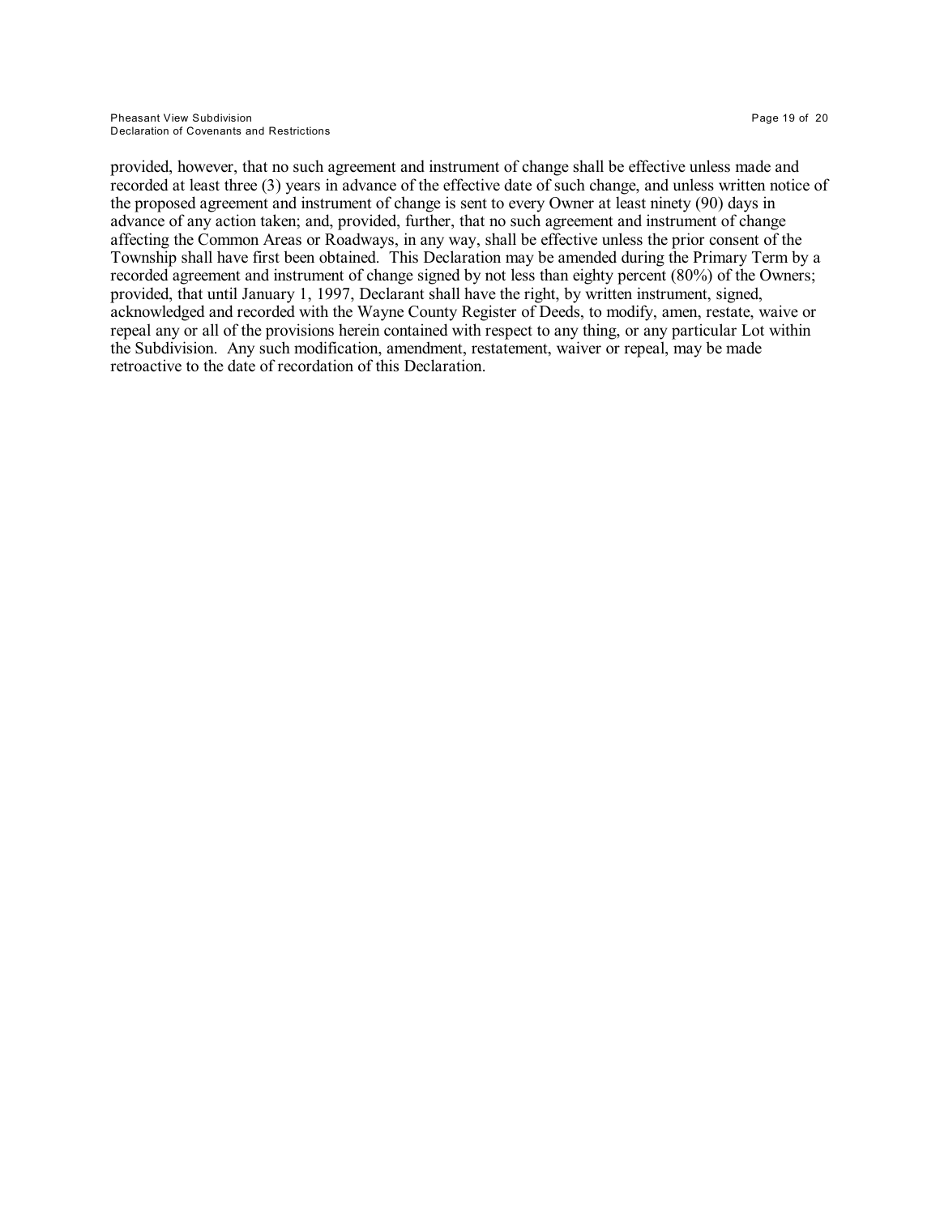provided, however, that no such agreement and instrument of change shall be effective unless made and recorded at least three (3) years in advance of the effective date of such change, and unless written notice of the proposed agreement and instrument of change is sent to every Owner at least ninety (90) days in advance of any action taken; and, provided, further, that no such agreement and instrument of change affecting the Common Areas or Roadways, in any way, shall be effective unless the prior consent of the Township shall have first been obtained. This Declaration may be amended during the Primary Term by a recorded agreement and instrument of change signed by not less than eighty percent (80%) of the Owners; provided, that until January 1, 1997, Declarant shall have the right, by written instrument, signed, acknowledged and recorded with the Wayne County Register of Deeds, to modify, amen, restate, waive or repeal any or all of the provisions herein contained with respect to any thing, or any particular Lot within the Subdivision. Any such modification, amendment, restatement, waiver or repeal, may be made retroactive to the date of recordation of this Declaration.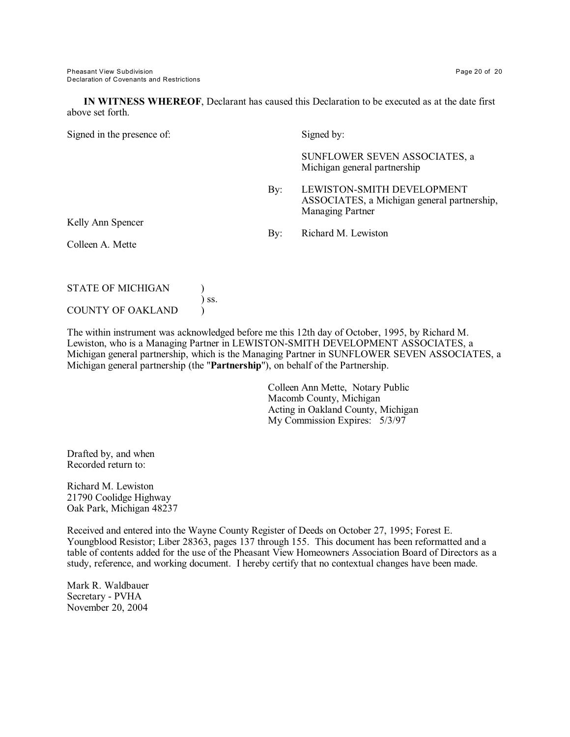**IN WITNESS WHEREOF**, Declarant has caused this Declaration to be executed as at the date first above set forth.

Signed in the presence of:

Kelly Ann Spencer

Colleen A. Mette

Signed by:

SUNFLOWER SEVEN ASSOCIATES, a Michigan general partnership

By: LEWISTON-SMITH DEVELOPMENT ASSOCIATES, a Michigan general partnership, Managing Partner

By: Richard M. Lewiston

STATE OF MICHIGAN )
) ss.
COUNTY OF OAKLAND )

The within instrument was acknowledged before me this 12th day of October, 1995, by Richard M. Lewiston, who is a Managing Partner in LEWISTON-SMITH DEVELOPMENT ASSOCIATES, a Michigan general partnership, which is the Managing Partner in SUNFLOWER SEVEN ASSOCIATES, a Michigan general partnership (the "**Partnership**"), on behalf of the Partnership.

Colleen Ann Mette, Notary Public
Macomb County, Michigan
Acting in Oakland County, Michigan
My Commission Expires: 5/3/97

Drafted by, and when
Recorded return to:

Richard M. Lewiston
21790 Coolidge Highway
Oak Park, Michigan 48237

Received and entered into the Wayne County Register of Deeds on October 27, 1995; Forest E. Youngblood Resistor; Liber 28363, pages 137 through 155. This document has been reformatted and a table of contents added for the use of the Pheasant View Homeowners Association Board of Directors as a study, reference, and working document. I hereby certify that no contextual changes have been made.

Mark R. Waldbauer
Secretary - PVHA
November 20, 2004